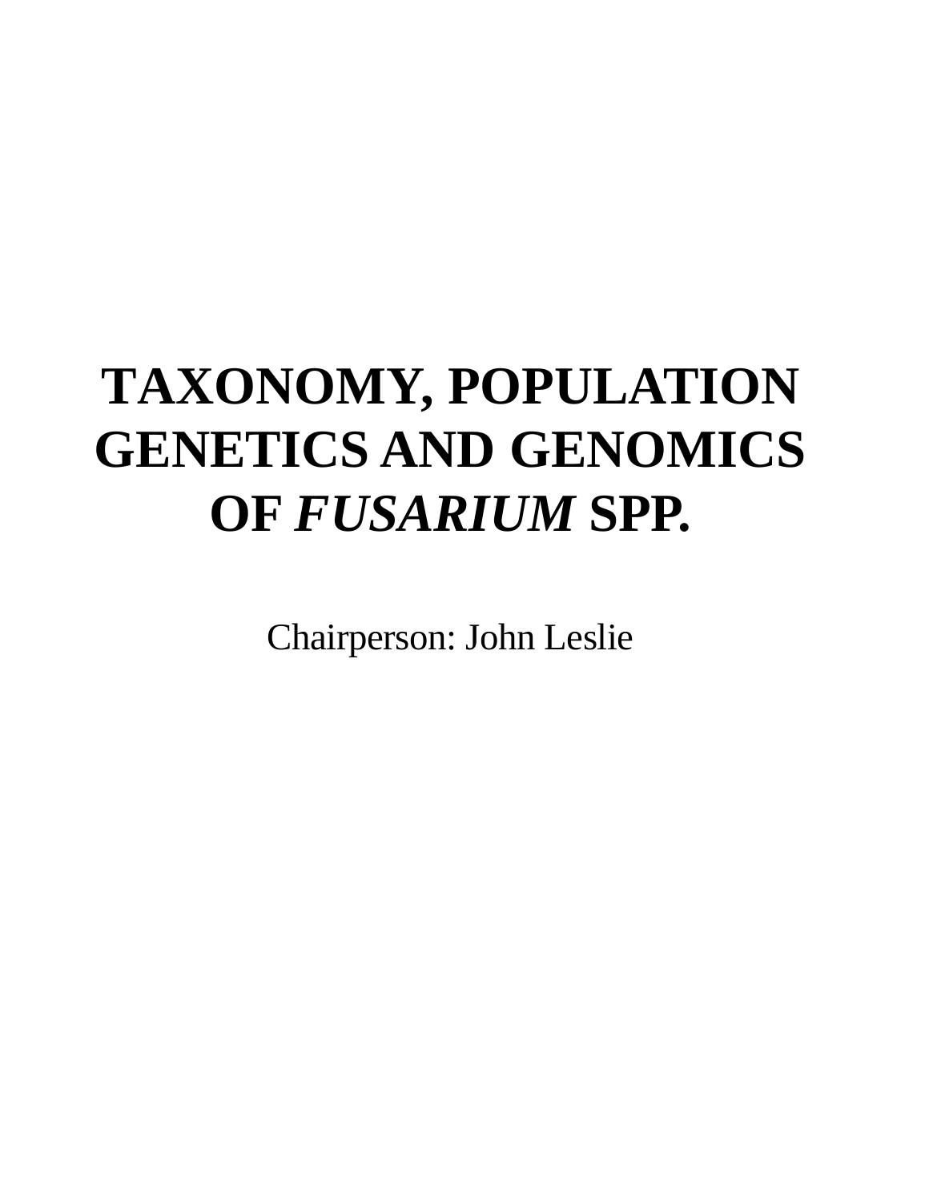# TAXONOMY, POPULATION GENETICS AND GENOMICS OF *FUSARIUM* SPP.

Chairperson: John Leslie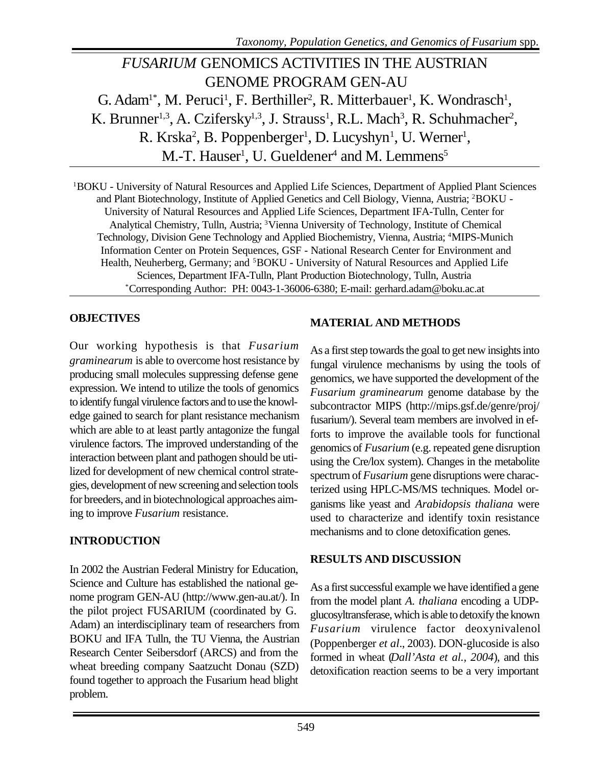# *FUSARIUM* GENOMICS ACTIVITIES IN THE AUSTRIAN GENOME PROGRAM GEN-AU

G. Adam[1*], M. Peruci[1], F. Berthiller[2], R. Mitterbauer[1], K. Wondrasch[1], K. Brunner[1,3], A. Cziferszky[1,3], J. Strauss[1], R.L. Mach[3], R. Schuhmacher[2], R. Krska[2], B. Poppenberger[1], D. Lucyshyn[1], U. Werner[1], M.-T. Hauser[1], U. Gueldener[4] and M. Lemmens[5]

[1]BOKU - University of Natural Resources and Applied Life Sciences, Department of Applied Plant Sciences and Plant Biotechnology, Institute of Applied Genetics and Cell Biology, Vienna, Austria; [2]BOKU - University of Natural Resources and Applied Life Sciences, Department IFA-Tulln, Center for Analytical Chemistry, Tulln, Austria; [3]Vienna University of Technology, Institute of Chemical Technology, Division Gene Technology and Applied Biochemistry, Vienna, Austria; [4]MIPS-Munich Information Center on Protein Sequences, GSF - National Research Center for Environment and Health, Neuherberg, Germany; and [5]BOKU - University of Natural Resources and Applied Life Sciences, Department IFA-Tulln, Plant Production Biotechnology, Tulln, Austria
[*]Corresponding Author: PH: 0043-1-36006-6380; E-mail: gerhard.adam@boku.ac.at

## OBJECTIVES

Our working hypothesis is that *Fusarium graminearum* is able to overcome host resistance by producing small molecules suppressing defense gene expression. We intend to utilize the tools of genomics to identify fungal virulence factors and to use the knowledge gained to search for plant resistance mechanism which are able to at least partly antagonize the fungal virulence factors. The improved understanding of the interaction between plant and pathogen should be utilized for development of new chemical control strategies, development of new screening and selection tools for breeders, and in biotechnological approaches aiming to improve *Fusarium* resistance.

## INTRODUCTION

In 2002 the Austrian Federal Ministry for Education, Science and Culture has established the national genome program GEN-AU (http://www.gen-au.at/). In the pilot project FUSARIUM (coordinated by G. Adam) an interdisciplinary team of researchers from BOKU and IFA Tulln, the TU Vienna, the Austrian Research Center Seibersdorf (ARCS) and from the wheat breeding company Saatzucht Donau (SZD) found together to approach the Fusarium head blight problem.

## MATERIAL AND METHODS

As a first step towards the goal to get new insights into fungal virulence mechanisms by using the tools of genomics, we have supported the development of the *Fusarium graminearum* genome database by the subcontractor MIPS (http://mips.gsf.de/genre/proj/fusarium/). Several team members are involved in efforts to improve the available tools for functional genomics of *Fusarium* (e.g. repeated gene disruption using the Cre/lox system). Changes in the metabolite spectrum of *Fusarium* gene disruptions were characterized using HPLC-MS/MS techniques. Model organisms like yeast and *Arabidopsis thaliana* were used to characterize and identify toxin resistance mechanisms and to clone detoxification genes.

## RESULTS AND DISCUSSION

As a first successful example we have identified a gene from the model plant *A. thaliana* encoding a UDP-glucosyltransferase, which is able to detoxify the known *Fusarium* virulence factor deoxynivalenol (Poppenberger *et al*., 2003). DON-glucoside is also formed in wheat (*Dall'Asta et al., 2004*), and this detoxification reaction seems to be a very important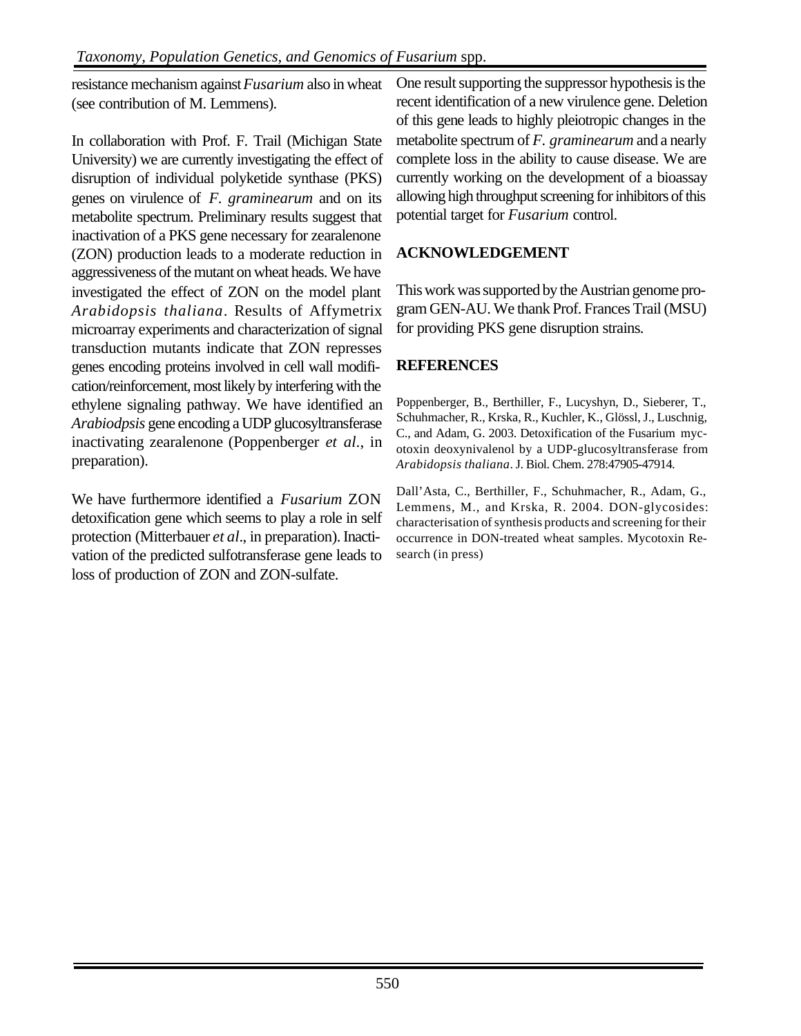resistance mechanism against *Fusarium* also in wheat (see contribution of M. Lemmens).

In collaboration with Prof. F. Trail (Michigan State University) we are currently investigating the effect of disruption of individual polyketide synthase (PKS) genes on virulence of *F. graminearum* and on its metabolite spectrum. Preliminary results suggest that inactivation of a PKS gene necessary for zearalenone (ZON) production leads to a moderate reduction in aggressiveness of the mutant on wheat heads. We have investigated the effect of ZON on the model plant *Arabidopsis thaliana*. Results of Affymetrix microarray experiments and characterization of signal transduction mutants indicate that ZON represses genes encoding proteins involved in cell wall modification/reinforcement, most likely by interfering with the ethylene signaling pathway. We have identified an *Arabiodpsis* gene encoding a UDP glucosyltransferase inactivating zearalenone (Poppenberger *et al*., in preparation).

We have furthermore identified a *Fusarium* ZON detoxification gene which seems to play a role in self protection (Mitterbauer *et al*., in preparation). Inactivation of the predicted sulfotransferase gene leads to loss of production of ZON and ZON-sulfate.

One result supporting the suppressor hypothesis is the recent identification of a new virulence gene. Deletion of this gene leads to highly pleiotropic changes in the metabolite spectrum of *F. graminearum* and a nearly complete loss in the ability to cause disease. We are currently working on the development of a bioassay allowing high throughput screening for inhibitors of this potential target for *Fusarium* control.

## ACKNOWLEDGEMENT

This work was supported by the Austrian genome program GEN-AU. We thank Prof. Frances Trail (MSU) for providing PKS gene disruption strains.

## REFERENCES

Poppenberger, B., Berthiller, F., Lucyshyn, D., Sieberer, T., Schuhmacher, R., Krska, R., Kuchler, K., Glössl, J., Luschnig, C., and Adam, G. 2003. Detoxification of the Fusarium mycotoxin deoxynivalenol by a UDP-glucosyltransferase from *Arabidopsis thaliana*. J. Biol. Chem. 278:47905-47914.

Dall'Asta, C., Berthiller, F., Schuhmacher, R., Adam, G., Lemmens, M., and Krska, R. 2004. DON-glycosides: characterisation of synthesis products and screening for their occurrence in DON-treated wheat samples. Mycotoxin Research (in press)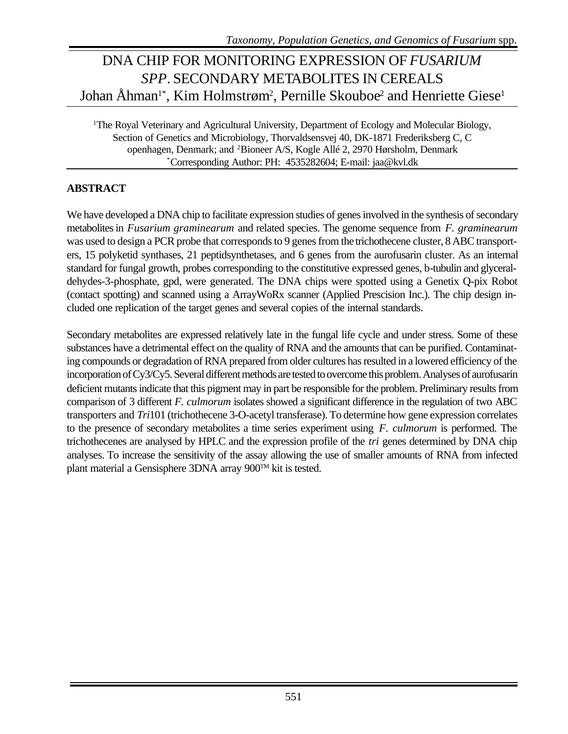# DNA CHIP FOR MONITORING EXPRESSION OF *FUSARIUM SPP*. SECONDARY METABOLITES IN CEREALS

Johan Åhman[1*], Kim Holmstrøm[2], Pernille Skouboe[2] and Henriette Giese[1]

[1]The Royal Veterinary and Agricultural University, Department of Ecology and Molecular Biology, Section of Genetics and Microbiology, Thorvaldsensvej 40, DK-1871 Frederiksberg C, C openhagen, Denmark; and [2]Bioneer A/S, Kogle Allé 2, 2970 Hørsholm, Denmark
[*]Corresponding Author: PH: 4535282604; E-mail: jaa@kvl.dk

## ABSTRACT

We have developed a DNA chip to facilitate expression studies of genes involved in the synthesis of secondary metabolites in *Fusarium graminearum* and related species. The genome sequence from *F. graminearum* was used to design a PCR probe that corresponds to 9 genes from the trichothecene cluster, 8 ABC transporters, 15 polyketid synthases, 21 peptidsynthetases, and 6 genes from the aurofusarin cluster. As an internal standard for fungal growth, probes corresponding to the constitutive expressed genes, b-tubulin and glyceraldehydes-3-phosphate, gpd, were generated. The DNA chips were spotted using a Genetix Q-pix Robot (contact spotting) and scanned using a ArrayWoRx scanner (Applied Prescision Inc.). The chip design included one replication of the target genes and several copies of the internal standards.

Secondary metabolites are expressed relatively late in the fungal life cycle and under stress. Some of these substances have a detrimental effect on the quality of RNA and the amounts that can be purified. Contaminating compounds or degradation of RNA prepared from older cultures has resulted in a lowered efficiency of the incorporation of Cy3/Cy5. Several different methods are tested to overcome this problem. Analyses of aurofusarin deficient mutants indicate that this pigment may in part be responsible for the problem. Preliminary results from comparison of 3 different *F. culmorum* isolates showed a significant difference in the regulation of two ABC transporters and *Tri*101 (trichothecene 3-O-acetyl transferase). To determine how gene expression correlates to the presence of secondary metabolites a time series experiment using *F. culmorum* is performed. The trichothecenes are analysed by HPLC and the expression profile of the *tri* genes determined by DNA chip analyses. To increase the sensitivity of the assay allowing the use of smaller amounts of RNA from infected plant material a Gensisphere 3DNA array 900™ kit is tested.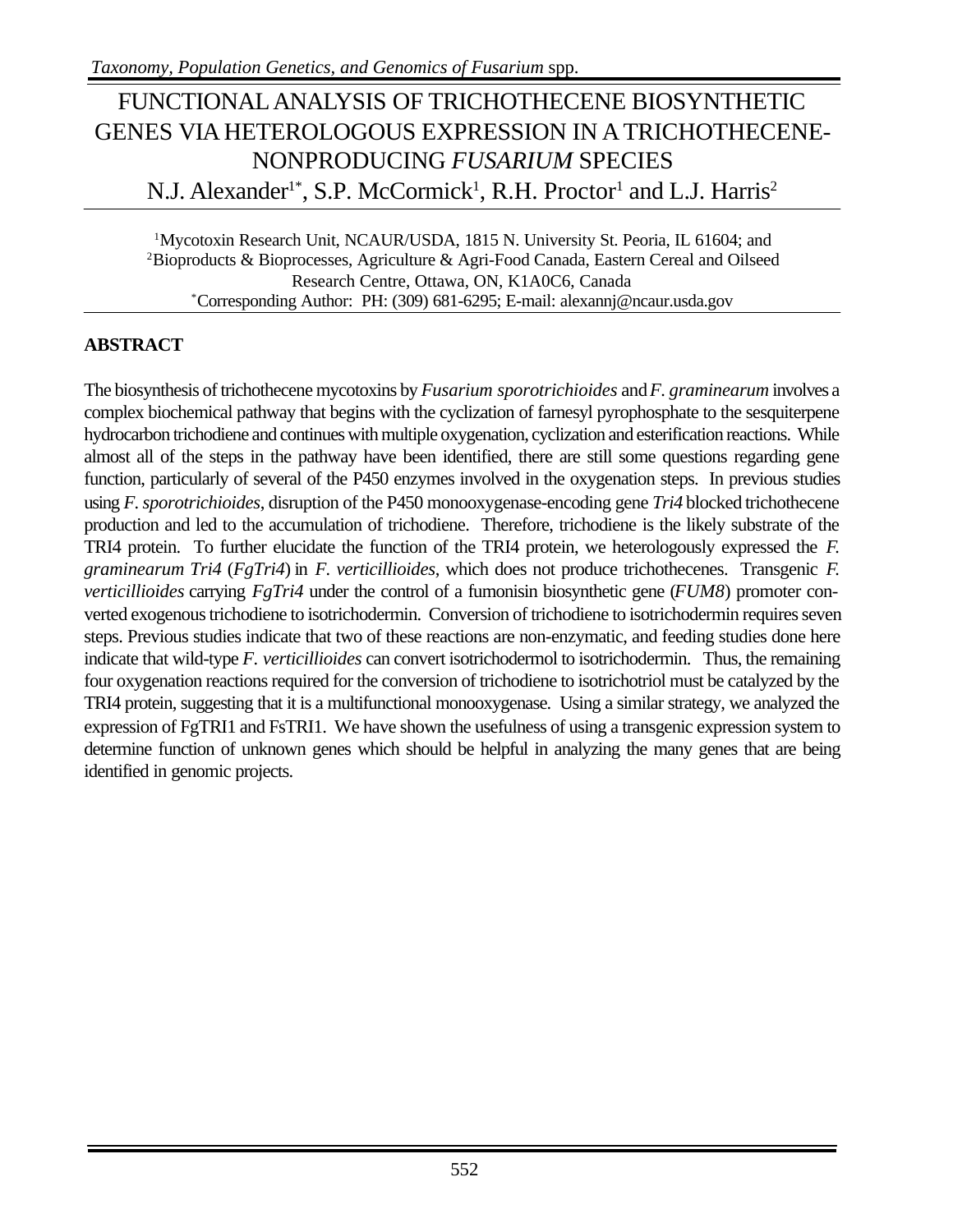# FUNCTIONAL ANALYSIS OF TRICHOTHECENE BIOSYNTHETIC GENES VIA HETEROLOGOUS EXPRESSION IN A TRICHOTHECENE-NONPRODUCING *FUSARIUM* SPECIES

N.J. Alexander[1*], S.P. McCormick[1], R.H. Proctor[1] and L.J. Harris[2]

[1]Mycotoxin Research Unit, NCAUR/USDA, 1815 N. University St. Peoria, IL 61604; and
[2]Bioproducts & Bioprocesses, Agriculture & Agri-Food Canada, Eastern Cereal and Oilseed Research Centre, Ottawa, ON, K1A0C6, Canada
[*]Corresponding Author: PH: (309) 681-6295; E-mail: alexannj@ncaur.usda.gov

## ABSTRACT

The biosynthesis of trichothecene mycotoxins by *Fusarium sporotrichioides* and *F. graminearum* involves a complex biochemical pathway that begins with the cyclization of farnesyl pyrophosphate to the sesquiterpene hydrocarbon trichodiene and continues with multiple oxygenation, cyclization and esterification reactions. While almost all of the steps in the pathway have been identified, there are still some questions regarding gene function, particularly of several of the P450 enzymes involved in the oxygenation steps. In previous studies using *F. sporotrichioides*, disruption of the P450 monooxygenase-encoding gene *Tri4* blocked trichothecene production and led to the accumulation of trichodiene. Therefore, trichodiene is the likely substrate of the TRI4 protein. To further elucidate the function of the TRI4 protein, we heterologously expressed the *F. graminearum Tri4* (*FgTri4*) in *F. verticillioides*, which does not produce trichothecenes. Transgenic *F. verticillioides* carrying *FgTri4* under the control of a fumonisin biosynthetic gene (*FUM8*) promoter converted exogenous trichodiene to isotrichodermin. Conversion of trichodiene to isotrichodermin requires seven steps. Previous studies indicate that two of these reactions are non-enzymatic, and feeding studies done here indicate that wild-type *F. verticillioides* can convert isotrichodermol to isotrichodermin. Thus, the remaining four oxygenation reactions required for the conversion of trichodiene to isotrichotriol must be catalyzed by the TRI4 protein, suggesting that it is a multifunctional monooxygenase. Using a similar strategy, we analyzed the expression of FgTRI1 and FsTRI1. We have shown the usefulness of using a transgenic expression system to determine function of unknown genes which should be helpful in analyzing the many genes that are being identified in genomic projects.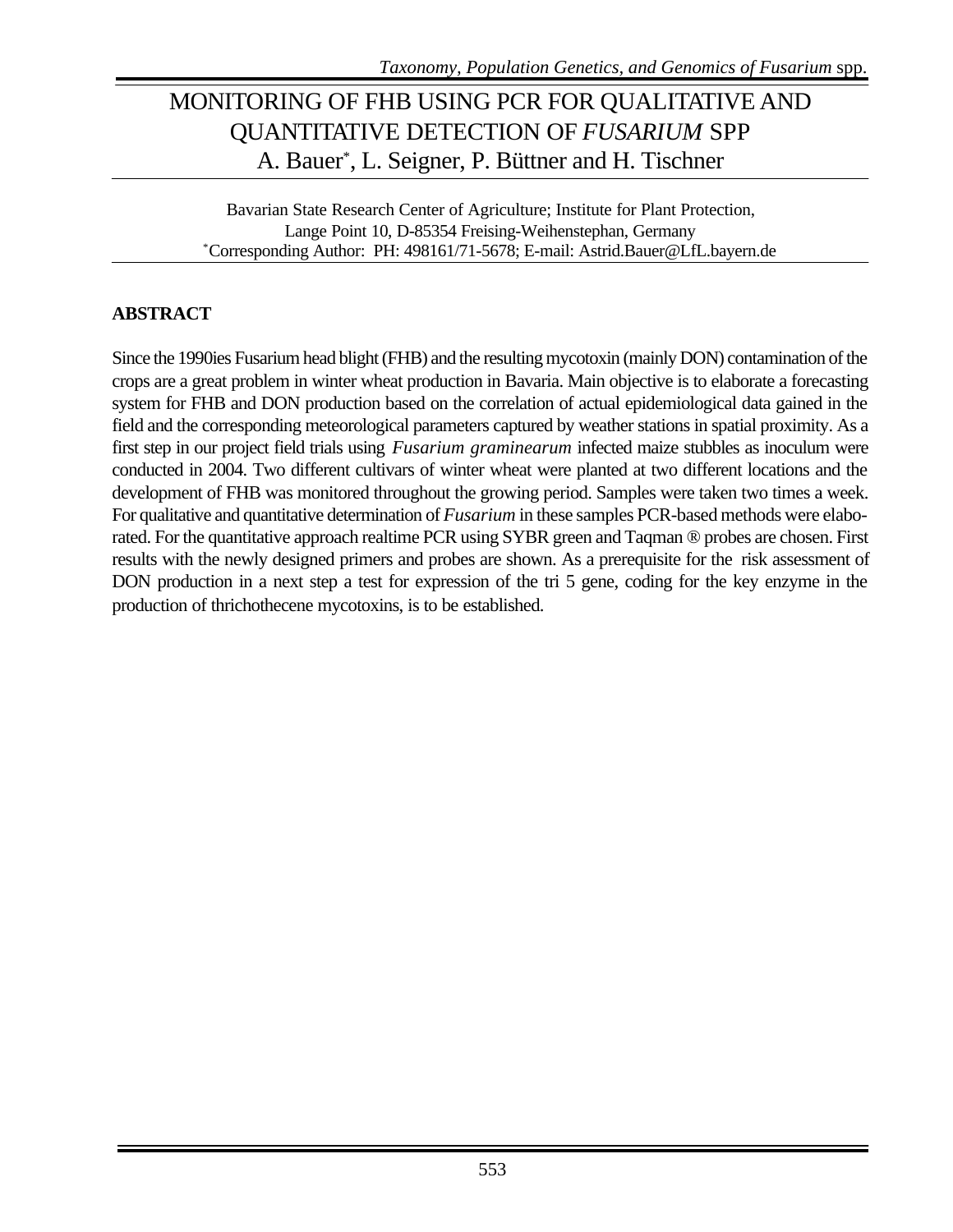# MONITORING OF FHB USING PCR FOR QUALITATIVE AND QUANTITATIVE DETECTION OF *FUSARIUM* SPP

A. Bauer*, L. Seigner, P. Büttner and H. Tischner

Bavarian State Research Center of Agriculture; Institute for Plant Protection, Lange Point 10, D-85354 Freising-Weihenstephan, Germany
*Corresponding Author: PH: 498161/71-5678; E-mail: Astrid.Bauer@LfL.bayern.de

## ABSTRACT

Since the 1990ies Fusarium head blight (FHB) and the resulting mycotoxin (mainly DON) contamination of the crops are a great problem in winter wheat production in Bavaria. Main objective is to elaborate a forecasting system for FHB and DON production based on the correlation of actual epidemiological data gained in the field and the corresponding meteorological parameters captured by weather stations in spatial proximity. As a first step in our project field trials using *Fusarium graminearum* infected maize stubbles as inoculum were conducted in 2004. Two different cultivars of winter wheat were planted at two different locations and the development of FHB was monitored throughout the growing period. Samples were taken two times a week. For qualitative and quantitative determination of *Fusarium* in these samples PCR-based methods were elaborated. For the quantitative approach realtime PCR using SYBR green and Taqman ® probes are chosen. First results with the newly designed primers and probes are shown. As a prerequisite for the risk assessment of DON production in a next step a test for expression of the tri 5 gene, coding for the key enzyme in the production of thrichothecene mycotoxins, is to be established.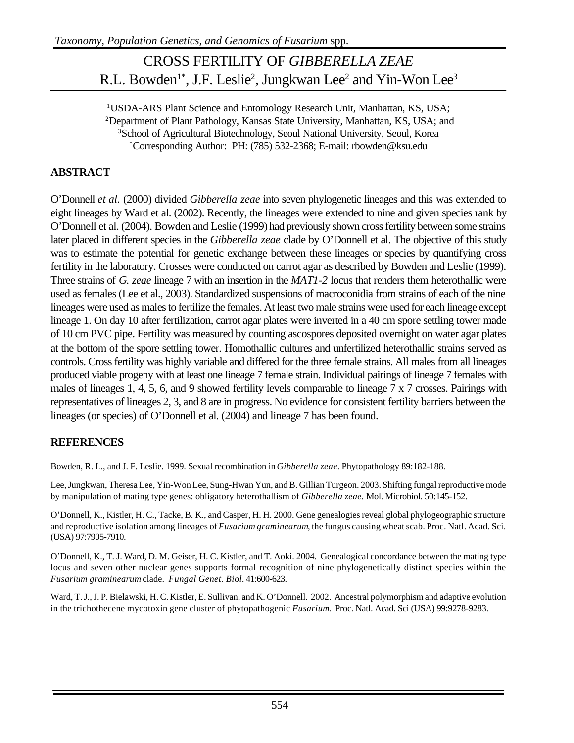# CROSS FERTILITY OF *GIBBERELLA ZEAE*

R.L. Bowden[1*], J.F. Leslie[2], Jungkwan Lee[2] and Yin-Won Lee[3]

[1]USDA-ARS Plant Science and Entomology Research Unit, Manhattan, KS, USA;
[2]Department of Plant Pathology, Kansas State University, Manhattan, KS, USA; and
[3]School of Agricultural Biotechnology, Seoul National University, Seoul, Korea
[*]Corresponding Author: PH: (785) 532-2368; E-mail: rbowden@ksu.edu

## ABSTRACT

O'Donnell *et al.* (2000) divided *Gibberella zeae* into seven phylogenetic lineages and this was extended to eight lineages by Ward et al. (2002). Recently, the lineages were extended to nine and given species rank by O'Donnell et al. (2004). Bowden and Leslie (1999) had previously shown cross fertility between some strains later placed in different species in the *Gibberella zeae* clade by O'Donnell et al. The objective of this study was to estimate the potential for genetic exchange between these lineages or species by quantifying cross fertility in the laboratory. Crosses were conducted on carrot agar as described by Bowden and Leslie (1999). Three strains of *G. zeae* lineage 7 with an insertion in the *MAT1-2* locus that renders them heterothallic were used as females (Lee et al., 2003). Standardized suspensions of macroconidia from strains of each of the nine lineages were used as males to fertilize the females. At least two male strains were used for each lineage except lineage 1. On day 10 after fertilization, carrot agar plates were inverted in a 40 cm spore settling tower made of 10 cm PVC pipe. Fertility was measured by counting ascospores deposited overnight on water agar plates at the bottom of the spore settling tower. Homothallic cultures and unfertilized heterothallic strains served as controls. Cross fertility was highly variable and differed for the three female strains. All males from all lineages produced viable progeny with at least one lineage 7 female strain. Individual pairings of lineage 7 females with males of lineages 1, 4, 5, 6, and 9 showed fertility levels comparable to lineage 7 x 7 crosses. Pairings with representatives of lineages 2, 3, and 8 are in progress. No evidence for consistent fertility barriers between the lineages (or species) of O'Donnell et al. (2004) and lineage 7 has been found.

## REFERENCES

Bowden, R. L., and J. F. Leslie. 1999. Sexual recombination in *Gibberella zeae*. Phytopathology 89:182-188.

Lee, Jungkwan, Theresa Lee, Yin-Won Lee, Sung-Hwan Yun, and B. Gillian Turgeon. 2003. Shifting fungal reproductive mode by manipulation of mating type genes: obligatory heterothallism of *Gibberella zeae*. Mol. Microbiol. 50:145-152.

O'Donnell, K., Kistler, H. C., Tacke, B. K., and Casper, H. H. 2000. Gene genealogies reveal global phylogeographic structure and reproductive isolation among lineages of *Fusarium graminearum*, the fungus causing wheat scab. Proc. Natl. Acad. Sci. (USA) 97:7905-7910.

O'Donnell, K., T. J. Ward, D. M. Geiser, H. C. Kistler, and T. Aoki. 2004. Genealogical concordance between the mating type locus and seven other nuclear genes supports formal recognition of nine phylogenetically distinct species within the *Fusarium graminearum* clade. *Fungal Genet. Biol*. 41:600-623.

Ward, T. J., J. P. Bielawski, H. C. Kistler, E. Sullivan, and K. O'Donnell. 2002. Ancestral polymorphism and adaptive evolution in the trichothecene mycotoxin gene cluster of phytopathogenic *Fusarium*. Proc. Natl. Acad. Sci (USA) 99:9278-9283.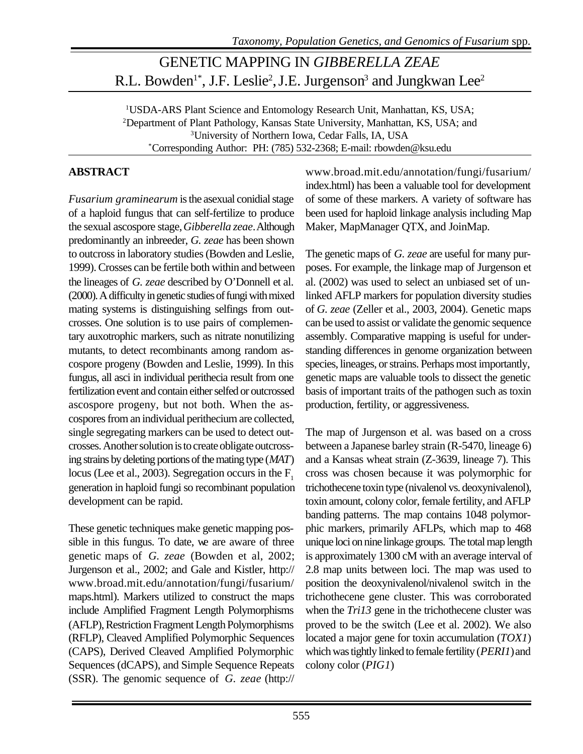# GENETIC MAPPING IN *GIBBERELLA ZEAE*

R.L. Bowden[1*], J.F. Leslie[2], J.E. Jurgenson[3] and Jungkwan Lee[2]

[1]USDA-ARS Plant Science and Entomology Research Unit, Manhattan, KS, USA;
[2]Department of Plant Pathology, Kansas State University, Manhattan, KS, USA; and
[3]University of Northern Iowa, Cedar Falls, IA, USA
[*]Corresponding Author: PH: (785) 532-2368; E-mail: rbowden@ksu.edu

## ABSTRACT

*Fusarium graminearum* is the asexual conidial stage of a haploid fungus that can self-fertilize to produce the sexual ascospore stage, *Gibberella zeae*. Although predominantly an inbreeder, *G. zeae* has been shown to outcross in laboratory studies (Bowden and Leslie, 1999). Crosses can be fertile both within and between the lineages of *G. zeae* described by O'Donnell et al. (2000). A difficulty in genetic studies of fungi with mixed mating systems is distinguishing selfings from outcrosses. One solution is to use pairs of complementary auxotrophic markers, such as nitrate nonutilizing mutants, to detect recombinants among random ascospore progeny (Bowden and Leslie, 1999). In this fungus, all asci in individual perithecia result from one fertilization event and contain either selfed or outcrossed ascospore progeny, but not both. When the ascospores from an individual perithecium are collected, single segregating markers can be used to detect outcrosses. Another solution is to create obligate outcrossing strains by deleting portions of the mating type (*MAT*) locus (Lee et al., 2003). Segregation occurs in the $F_1$ generation in haploid fungi so recombinant population development can be rapid.

These genetic techniques make genetic mapping possible in this fungus. To date, we are aware of three genetic maps of *G. zeae* (Bowden et al, 2002; Jurgenson et al., 2002; and Gale and Kistler, http://www.broad.mit.edu/annotation/fungi/fusarium/maps.html). Markers utilized to construct the maps include Amplified Fragment Length Polymorphisms (AFLP), Restriction Fragment Length Polymorphisms (RFLP), Cleaved Amplified Polymorphic Sequences (CAPS), Derived Cleaved Amplified Polymorphic Sequences (dCAPS), and Simple Sequence Repeats (SSR). The genomic sequence of *G. zeae* (http://www.broad.mit.edu/annotation/fungi/fusarium/index.html) has been a valuable tool for development of some of these markers. A variety of software has been used for haploid linkage analysis including Map Maker, MapManager QTX, and JoinMap.

The genetic maps of *G. zeae* are useful for many purposes. For example, the linkage map of Jurgenson et al. (2002) was used to select an unbiased set of unlinked AFLP markers for population diversity studies of *G. zeae* (Zeller et al., 2003, 2004). Genetic maps can be used to assist or validate the genomic sequence assembly. Comparative mapping is useful for understanding differences in genome organization between species, lineages, or strains. Perhaps most importantly, genetic maps are valuable tools to dissect the genetic basis of important traits of the pathogen such as toxin production, fertility, or aggressiveness.

The map of Jurgenson et al. was based on a cross between a Japanese barley strain (R-5470, lineage 6) and a Kansas wheat strain (Z-3639, lineage 7). This cross was chosen because it was polymorphic for trichothecene toxin type (nivalenol vs. deoxynivalenol), toxin amount, colony color, female fertility, and AFLP banding patterns. The map contains 1048 polymorphic markers, primarily AFLPs, which map to 468 unique loci on nine linkage groups. The total map length is approximately 1300 cM with an average interval of 2.8 map units between loci. The map was used to position the deoxynivalenol/nivalenol switch in the trichothecene gene cluster. This was corroborated when the *Tri13* gene in the trichothecene cluster was proved to be the switch (Lee et al. 2002). We also located a major gene for toxin accumulation (*TOX1*) which was tightly linked to female fertility (*PERI1*) and colony color (*PIG1*)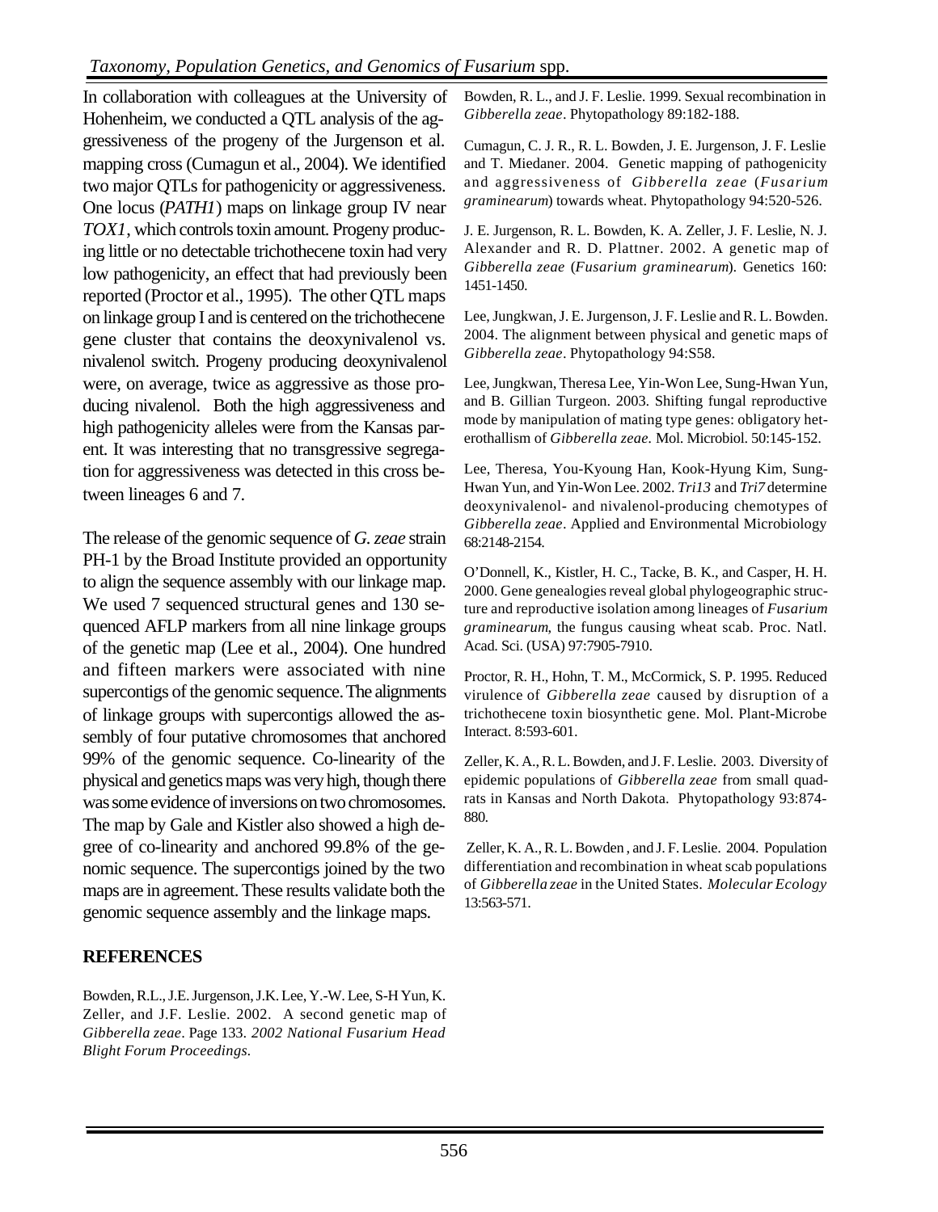In collaboration with colleagues at the University of Hohenheim, we conducted a QTL analysis of the aggressiveness of the progeny of the Jurgenson et al. mapping cross (Cumagun et al., 2004). We identified two major QTLs for pathogenicity or aggressiveness. One locus (*PATH1*) maps on linkage group IV near *TOX1*, which controls toxin amount. Progeny producing little or no detectable trichothecene toxin had very low pathogenicity, an effect that had previously been reported (Proctor et al., 1995). The other QTL maps on linkage group I and is centered on the trichothecene gene cluster that contains the deoxynivalenol vs. nivalenol switch. Progeny producing deoxynivalenol were, on average, twice as aggressive as those producing nivalenol. Both the high aggressiveness and high pathogenicity alleles were from the Kansas parent. It was interesting that no transgressive segregation for aggressiveness was detected in this cross between lineages 6 and 7.

The release of the genomic sequence of *G. zeae* strain PH-1 by the Broad Institute provided an opportunity to align the sequence assembly with our linkage map. We used 7 sequenced structural genes and 130 sequenced AFLP markers from all nine linkage groups of the genetic map (Lee et al., 2004). One hundred and fifteen markers were associated with nine supercontigs of the genomic sequence. The alignments of linkage groups with supercontigs allowed the assembly of four putative chromosomes that anchored 99% of the genomic sequence. Co-linearity of the physical and genetics maps was very high, though there was some evidence of inversions on two chromosomes. The map by Gale and Kistler also showed a high degree of co-linearity and anchored 99.8% of the genomic sequence. The supercontigs joined by the two maps are in agreement. These results validate both the genomic sequence assembly and the linkage maps.

## REFERENCES

Bowden, R.L., J.E. Jurgenson, J.K. Lee, Y.-W. Lee, S-H Yun, K. Zeller, and J.F. Leslie. 2002. A second genetic map of *Gibberella zeae*. Page 133. *2002 National Fusarium Head Blight Forum Proceedings.*

Bowden, R. L., and J. F. Leslie. 1999. Sexual recombination in *Gibberella zeae*. Phytopathology 89:182-188.

Cumagun, C. J. R., R. L. Bowden, J. E. Jurgenson, J. F. Leslie and T. Miedaner. 2004. Genetic mapping of pathogenicity and aggressiveness of *Gibberella zeae* (*Fusarium graminearum*) towards wheat. Phytopathology 94:520-526.

J. E. Jurgenson, R. L. Bowden, K. A. Zeller, J. F. Leslie, N. J. Alexander and R. D. Plattner. 2002. A genetic map of *Gibberella zeae* (*Fusarium graminearum*). Genetics 160: 1451-1450.

Lee, Jungkwan, J. E. Jurgenson, J. F. Leslie and R. L. Bowden. 2004. The alignment between physical and genetic maps of *Gibberella zeae*. Phytopathology 94:S58.

Lee, Jungkwan, Theresa Lee, Yin-Won Lee, Sung-Hwan Yun, and B. Gillian Turgeon. 2003. Shifting fungal reproductive mode by manipulation of mating type genes: obligatory heterothallism of *Gibberella zeae.* Mol. Microbiol. 50:145-152.

Lee, Theresa, You-Kyoung Han, Kook-Hyung Kim, Sung-Hwan Yun, and Yin-Won Lee. 2002. *Tri13* and *Tri7* determine deoxynivalenol- and nivalenol-producing chemotypes of *Gibberella zeae*. Applied and Environmental Microbiology 68:2148-2154.

O'Donnell, K., Kistler, H. C., Tacke, B. K., and Casper, H. H. 2000. Gene genealogies reveal global phylogeographic structure and reproductive isolation among lineages of *Fusarium graminearum*, the fungus causing wheat scab. Proc. Natl. Acad. Sci. (USA) 97:7905-7910.

Proctor, R. H., Hohn, T. M., McCormick, S. P. 1995. Reduced virulence of *Gibberella zeae* caused by disruption of a trichothecene toxin biosynthetic gene. Mol. Plant-Microbe Interact. 8:593-601.

Zeller, K. A., R. L. Bowden, and J. F. Leslie. 2003. Diversity of epidemic populations of *Gibberella zeae* from small quadrats in Kansas and North Dakota. Phytopathology 93:874-880.

Zeller, K. A., R. L. Bowden , and J. F. Leslie. 2004. Population differentiation and recombination in wheat scab populations of *Gibberella zeae* in the United States. *Molecular Ecology* 13:563-571.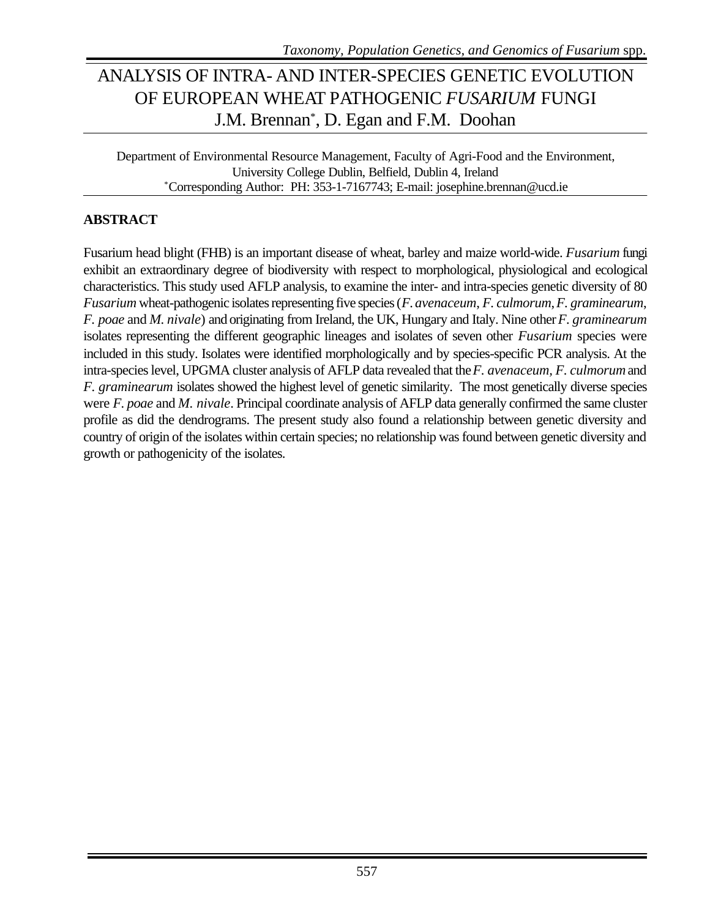# ANALYSIS OF INTRA- AND INTER-SPECIES GENETIC EVOLUTION OF EUROPEAN WHEAT PATHOGENIC *FUSARIUM* FUNGI

J.M. Brennan*, D. Egan and F.M. Doohan

Department of Environmental Resource Management, Faculty of Agri-Food and the Environment, University College Dublin, Belfield, Dublin 4, Ireland
*Corresponding Author: PH: 353-1-7167743; E-mail: josephine.brennan@ucd.ie

## ABSTRACT

Fusarium head blight (FHB) is an important disease of wheat, barley and maize world-wide. *Fusarium* fungi exhibit an extraordinary degree of biodiversity with respect to morphological, physiological and ecological characteristics. This study used AFLP analysis, to examine the inter- and intra-species genetic diversity of 80 *Fusarium* wheat-pathogenic isolates representing five species (*F. avenaceum*, *F. culmorum*, *F. graminearum*, *F. poae* and *M. nivale*) and originating from Ireland, the UK, Hungary and Italy. Nine other *F. graminearum* isolates representing the different geographic lineages and isolates of seven other *Fusarium* species were included in this study. Isolates were identified morphologically and by species-specific PCR analysis. At the intra-species level, UPGMA cluster analysis of AFLP data revealed that the *F. avenaceum*, *F. culmorum* and *F. graminearum* isolates showed the highest level of genetic similarity. The most genetically diverse species were *F. poae* and *M. nivale*. Principal coordinate analysis of AFLP data generally confirmed the same cluster profile as did the dendrograms. The present study also found a relationship between genetic diversity and country of origin of the isolates within certain species; no relationship was found between genetic diversity and growth or pathogenicity of the isolates.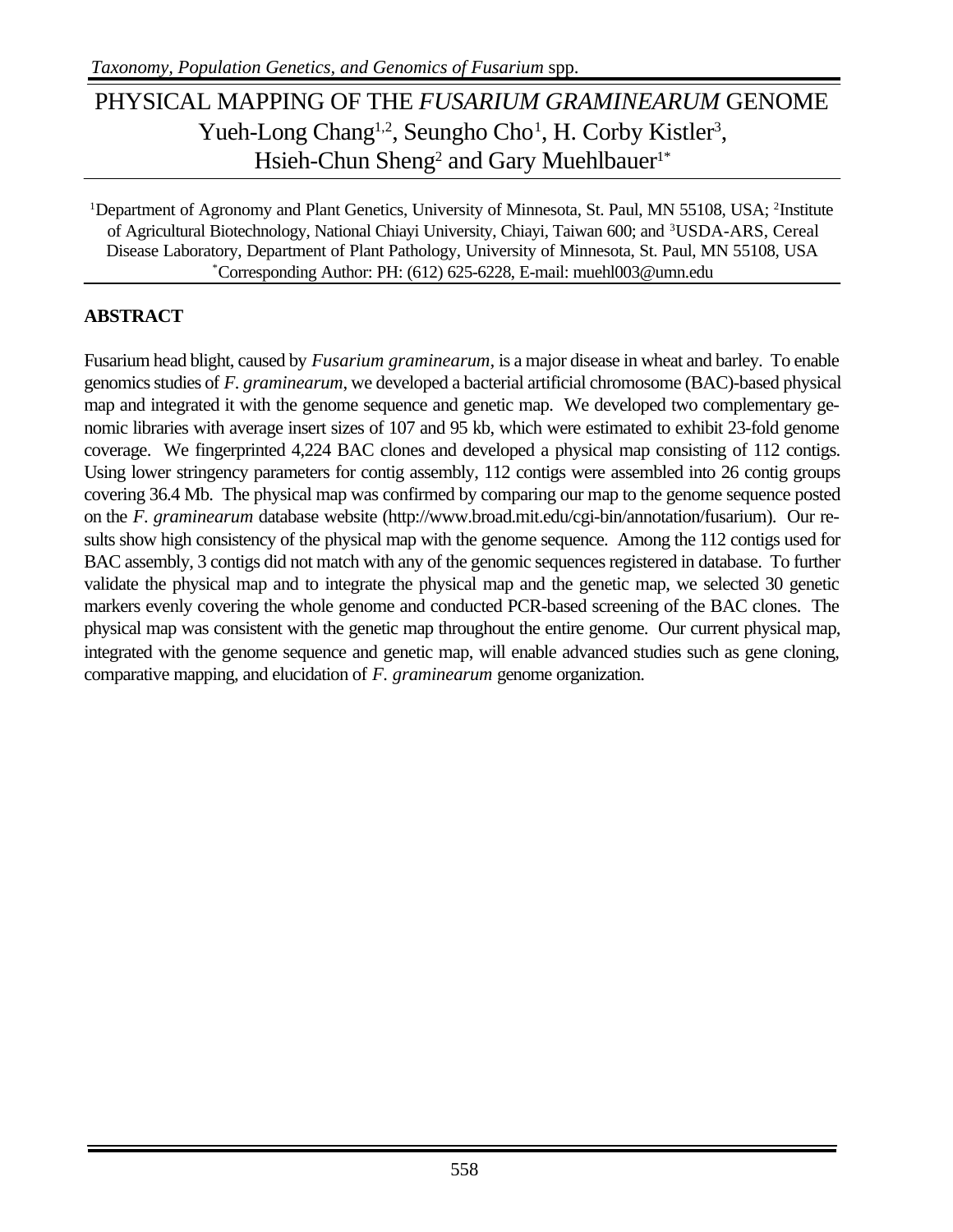# PHYSICAL MAPPING OF THE *FUSARIUM GRAMINEARUM* GENOME

Yueh-Long Chang[1,2], Seungho Cho[1], H. Corby Kistler[3], Hsieh-Chun Sheng[2] and Gary Muehlbauer[1*]

[1]Department of Agronomy and Plant Genetics, University of Minnesota, St. Paul, MN 55108, USA; [2]Institute of Agricultural Biotechnology, National Chiayi University, Chiayi, Taiwan 600; and [3]USDA-ARS, Cereal Disease Laboratory, Department of Plant Pathology, University of Minnesota, St. Paul, MN 55108, USA
[*]Corresponding Author: PH: (612) 625-6228, E-mail: muehl003@umn.edu

## ABSTRACT

Fusarium head blight, caused by *Fusarium graminearum*, is a major disease in wheat and barley. To enable genomics studies of *F. graminearum*, we developed a bacterial artificial chromosome (BAC)-based physical map and integrated it with the genome sequence and genetic map. We developed two complementary genomic libraries with average insert sizes of 107 and 95 kb, which were estimated to exhibit 23-fold genome coverage. We fingerprinted 4,224 BAC clones and developed a physical map consisting of 112 contigs. Using lower stringency parameters for contig assembly, 112 contigs were assembled into 26 contig groups covering 36.4 Mb. The physical map was confirmed by comparing our map to the genome sequence posted on the *F. graminearum* database website (http://www.broad.mit.edu/cgi-bin/annotation/fusarium). Our results show high consistency of the physical map with the genome sequence. Among the 112 contigs used for BAC assembly, 3 contigs did not match with any of the genomic sequences registered in database. To further validate the physical map and to integrate the physical map and the genetic map, we selected 30 genetic markers evenly covering the whole genome and conducted PCR-based screening of the BAC clones. The physical map was consistent with the genetic map throughout the entire genome. Our current physical map, integrated with the genome sequence and genetic map, will enable advanced studies such as gene cloning, comparative mapping, and elucidation of *F. graminearum* genome organization.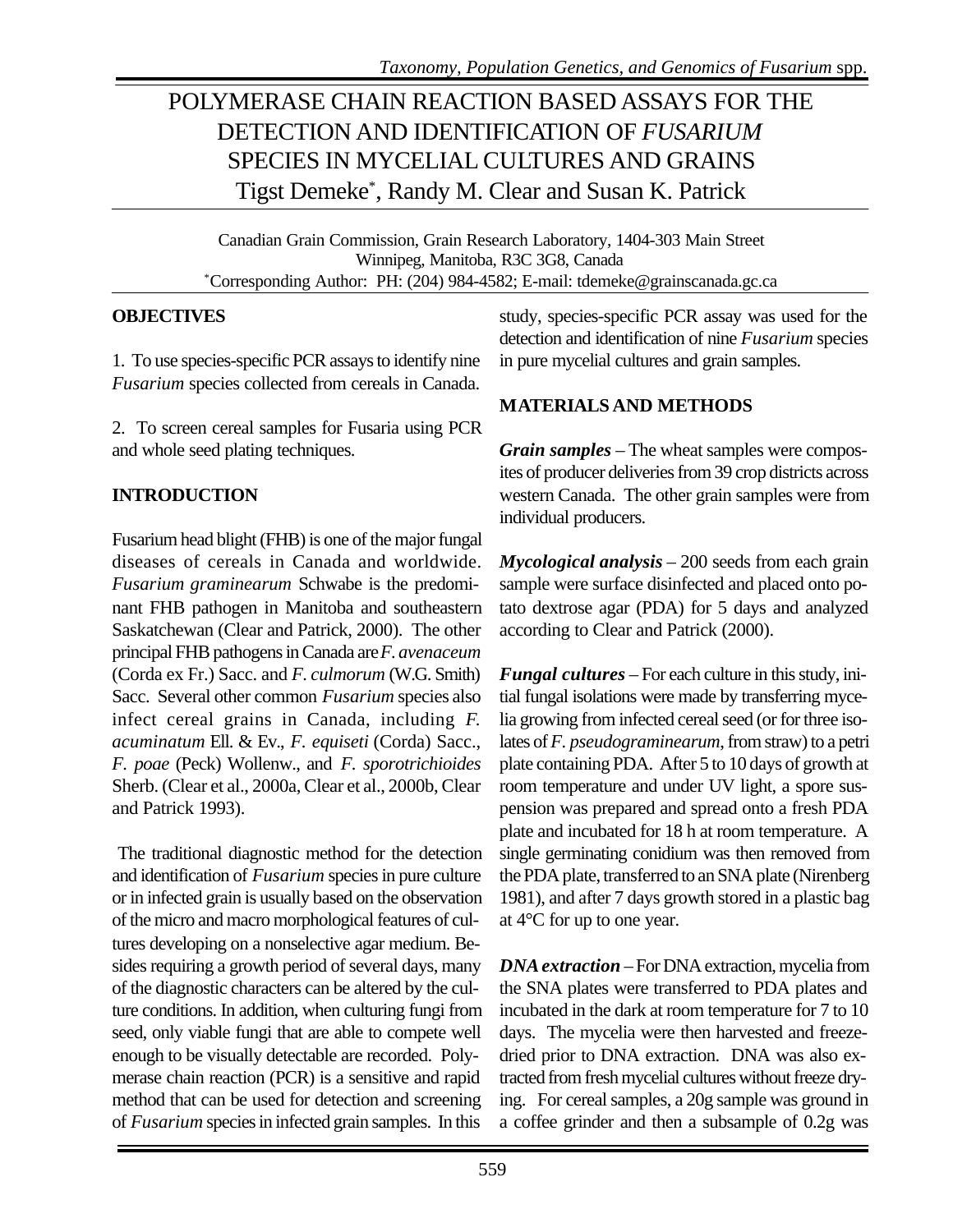# POLYMERASE CHAIN REACTION BASED ASSAYS FOR THE DETECTION AND IDENTIFICATION OF *FUSARIUM* SPECIES IN MYCELIAL CULTURES AND GRAINS

Tigst Demeke*, Randy M. Clear and Susan K. Patrick

Canadian Grain Commission, Grain Research Laboratory, 1404-303 Main Street
Winnipeg, Manitoba, R3C 3G8, Canada
*Corresponding Author: PH: (204) 984-4582; E-mail: tdemeke@grainscanada.gc.ca

## OBJECTIVES

1. To use species-specific PCR assays to identify nine *Fusarium* species collected from cereals in Canada.

2. To screen cereal samples for Fusaria using PCR and whole seed plating techniques.

## INTRODUCTION

Fusarium head blight (FHB) is one of the major fungal diseases of cereals in Canada and worldwide. *Fusarium graminearum* Schwabe is the predominant FHB pathogen in Manitoba and southeastern Saskatchewan (Clear and Patrick, 2000). The other principal FHB pathogens in Canada are *F. avenaceum* (Corda ex Fr.) Sacc. and *F. culmorum* (W.G. Smith) Sacc. Several other common *Fusarium* species also infect cereal grains in Canada, including *F. acuminatum* Ell. & Ev., *F. equiseti* (Corda) Sacc., *F. poae* (Peck) Wollenw., and *F. sporotrichioides* Sherb. (Clear et al., 2000a, Clear et al., 2000b, Clear and Patrick 1993).

The traditional diagnostic method for the detection and identification of *Fusarium* species in pure culture or in infected grain is usually based on the observation of the micro and macro morphological features of cultures developing on a nonselective agar medium. Besides requiring a growth period of several days, many of the diagnostic characters can be altered by the culture conditions. In addition, when culturing fungi from seed, only viable fungi that are able to compete well enough to be visually detectable are recorded. Polymerase chain reaction (PCR) is a sensitive and rapid method that can be used for detection and screening of *Fusarium* species in infected grain samples. In this study, species-specific PCR assay was used for the detection and identification of nine *Fusarium* species in pure mycelial cultures and grain samples.

## MATERIALS AND METHODS

***Grain samples*** – The wheat samples were composites of producer deliveries from 39 crop districts across western Canada. The other grain samples were from individual producers.

***Mycological analysis*** – 200 seeds from each grain sample were surface disinfected and placed onto potato dextrose agar (PDA) for 5 days and analyzed according to Clear and Patrick (2000).

***Fungal cultures*** – For each culture in this study, initial fungal isolations were made by transferring mycelia growing from infected cereal seed (or for three isolates of *F. pseudograminearum*, from straw) to a petri plate containing PDA. After 5 to 10 days of growth at room temperature and under UV light, a spore suspension was prepared and spread onto a fresh PDA plate and incubated for 18 h at room temperature. A single germinating conidium was then removed from the PDA plate, transferred to an SNA plate (Nirenberg 1981), and after 7 days growth stored in a plastic bag at 4°C for up to one year.

***DNA extraction*** – For DNA extraction, mycelia from the SNA plates were transferred to PDA plates and incubated in the dark at room temperature for 7 to 10 days. The mycelia were then harvested and freeze-dried prior to DNA extraction. DNA was also extracted from fresh mycelial cultures without freeze drying. For cereal samples, a 20g sample was ground in a coffee grinder and then a subsample of 0.2g was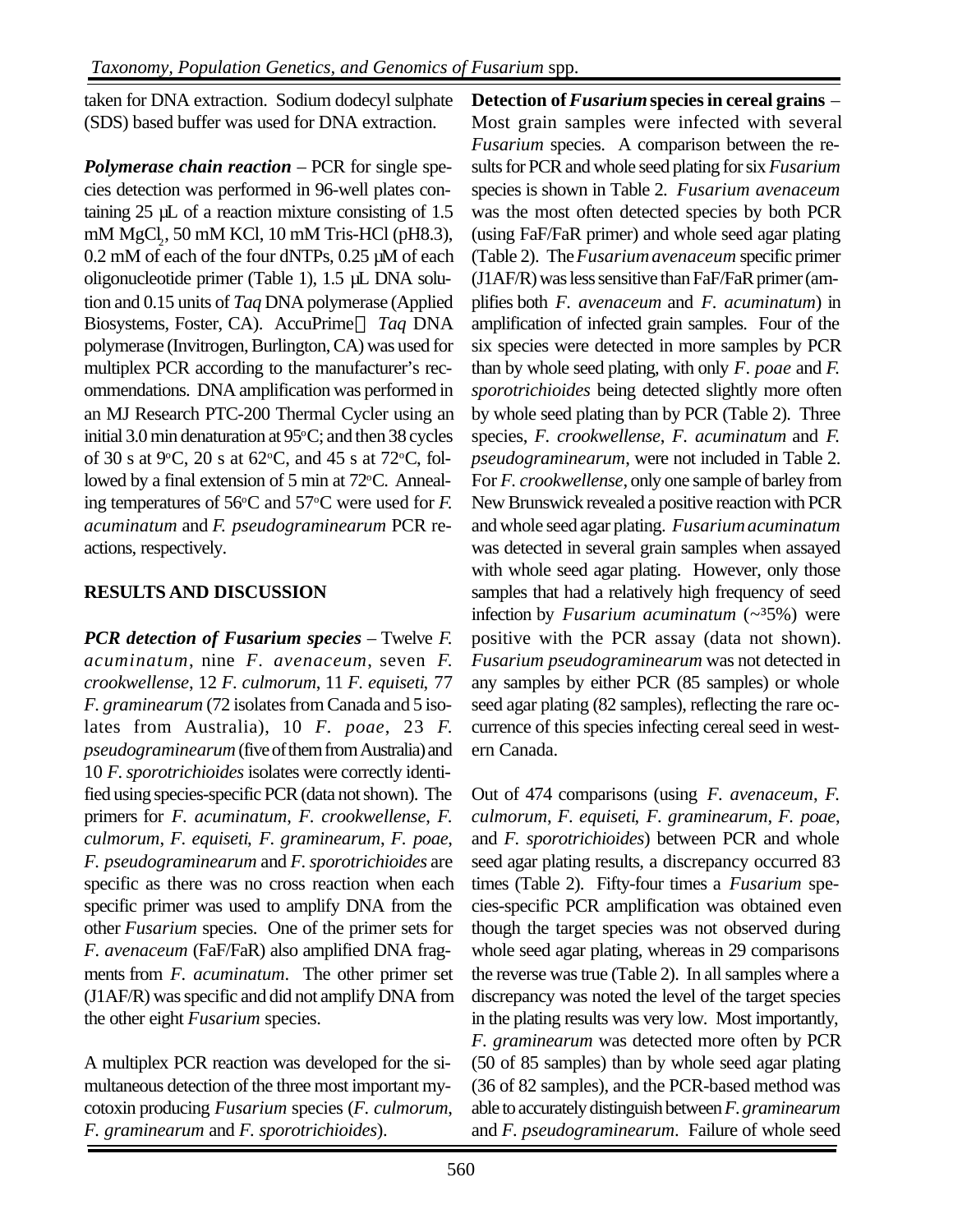taken for DNA extraction. Sodium dodecyl sulphate (SDS) based buffer was used for DNA extraction.

***Polymerase chain reaction*** – PCR for single species detection was performed in 96-well plates containing 25 µL of a reaction mixture consisting of 1.5 mM $MgCl_2$, 50 mM KCl, 10 mM Tris-HCl (pH8.3), 0.2 mM of each of the four dNTPs, 0.25 µM of each oligonucleotide primer (Table 1), 1.5 µL DNA solution and 0.15 units of *Taq* DNA polymerase (Applied Biosystems, Foster, CA). AccuPrime™ *Taq* DNA polymerase (Invitrogen, Burlington, CA) was used for multiplex PCR according to the manufacturer's recommendations. DNA amplification was performed in an MJ Research PTC-200 Thermal Cycler using an initial 3.0 min denaturation at 95°C; and then 38 cycles of 30 s at 9°C, 20 s at 62°C, and 45 s at 72°C, followed by a final extension of 5 min at 72°C. Annealing temperatures of 56°C and 57°C were used for *F. acuminatum* and *F. pseudograminearum* PCR reactions, respectively.

## RESULTS AND DISCUSSION

***PCR detection of Fusarium species*** – Twelve *F. acuminatum*, nine *F. avenaceum*, seven *F. crookwellense*, 12 *F. culmorum*, 11 *F. equiseti*, 77 *F. graminearum* (72 isolates from Canada and 5 isolates from Australia), 10 *F. poae*, 23 *F. pseudograminearum* (five of them from Australia) and 10 *F. sporotrichioides* isolates were correctly identified using species-specific PCR (data not shown). The primers for *F. acuminatum*, *F. crookwellense*, *F. culmorum*, *F. equiseti*, *F. graminearum*, *F. poae*, *F. pseudograminearum* and *F. sporotrichioides* are specific as there was no cross reaction when each specific primer was used to amplify DNA from the other *Fusarium* species. One of the primer sets for *F. avenaceum* (FaF/FaR) also amplified DNA fragments from *F. acuminatum*. The other primer set (J1AF/R) was specific and did not amplify DNA from the other eight *Fusarium* species.

A multiplex PCR reaction was developed for the simultaneous detection of the three most important mycotoxin producing *Fusarium* species (*F. culmorum*, *F. graminearum* and *F. sporotrichioides*).

**Detection of *Fusarium* species in cereal grains** – Most grain samples were infected with several *Fusarium* species. A comparison between the results for PCR and whole seed plating for six *Fusarium* species is shown in Table 2. *Fusarium avenaceum* was the most often detected species by both PCR (using FaF/FaR primer) and whole seed agar plating (Table 2). The *Fusarium avenaceum* specific primer (J1AF/R) was less sensitive than FaF/FaR primer (amplifies both *F. avenaceum* and *F. acuminatum*) in amplification of infected grain samples. Four of the six species were detected in more samples by PCR than by whole seed plating, with only *F. poae* and *F. sporotrichioides* being detected slightly more often by whole seed plating than by PCR (Table 2). Three species, *F. crookwellense*, *F. acuminatum* and *F. pseudograminearum*, were not included in Table 2. For *F. crookwellense*, only one sample of barley from New Brunswick revealed a positive reaction with PCR and whole seed agar plating. *Fusarium acuminatum* was detected in several grain samples when assayed with whole seed agar plating. However, only those samples that had a relatively high frequency of seed infection by *Fusarium acuminatum* (~³5%) were positive with the PCR assay (data not shown). *Fusarium pseudograminearum* was not detected in any samples by either PCR (85 samples) or whole seed agar plating (82 samples), reflecting the rare occurrence of this species infecting cereal seed in western Canada.

Out of 474 comparisons (using *F. avenaceum*, *F. culmorum*, *F. equiseti*, *F. graminearum*, *F. poae*, and *F. sporotrichioides*) between PCR and whole seed agar plating results, a discrepancy occurred 83 times (Table 2). Fifty-four times a *Fusarium* species-specific PCR amplification was obtained even though the target species was not observed during whole seed agar plating, whereas in 29 comparisons the reverse was true (Table 2). In all samples where a discrepancy was noted the level of the target species in the plating results was very low. Most importantly, *F. graminearum* was detected more often by PCR (50 of 85 samples) than by whole seed agar plating (36 of 82 samples), and the PCR-based method was able to accurately distinguish between *F. graminearum* and *F. pseudograminearum*. Failure of whole seed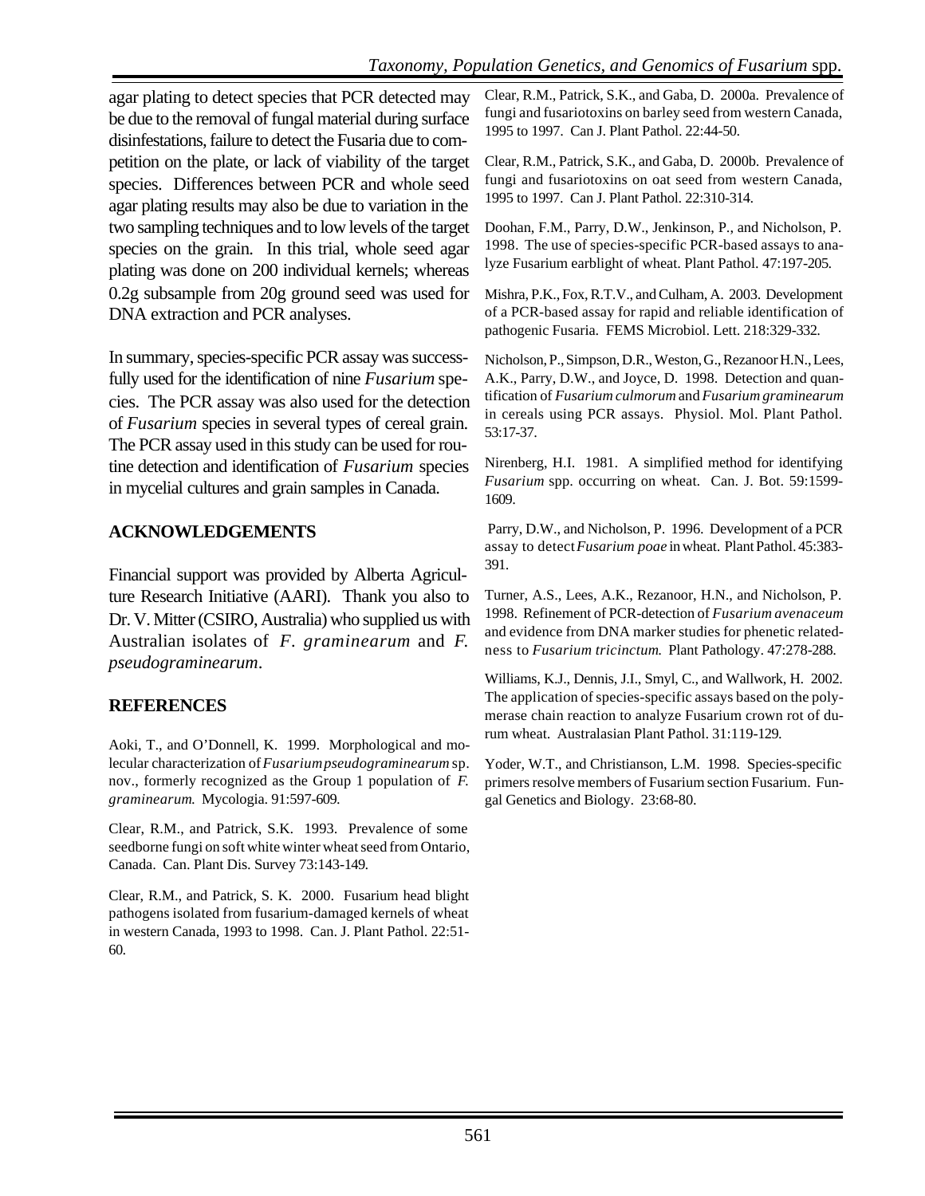agar plating to detect species that PCR detected may be due to the removal of fungal material during surface disinfestations, failure to detect the Fusaria due to competition on the plate, or lack of viability of the target species. Differences between PCR and whole seed agar plating results may also be due to variation in the two sampling techniques and to low levels of the target species on the grain. In this trial, whole seed agar plating was done on 200 individual kernels; whereas 0.2g subsample from 20g ground seed was used for DNA extraction and PCR analyses.

In summary, species-specific PCR assay was successfully used for the identification of nine *Fusarium* species. The PCR assay was also used for the detection of *Fusarium* species in several types of cereal grain. The PCR assay used in this study can be used for routine detection and identification of *Fusarium* species in mycelial cultures and grain samples in Canada.

## ACKNOWLEDGEMENTS

Financial support was provided by Alberta Agriculture Research Initiative (AARI). Thank you also to Dr. V. Mitter (CSIRO, Australia) who supplied us with Australian isolates of *F. graminearum* and *F. pseudograminearum*.

## REFERENCES

Aoki, T., and O'Donnell, K. 1999. Morphological and molecular characterization of *Fusarium pseudograminearum* sp. nov., formerly recognized as the Group 1 population of *F. graminearum.* Mycologia. 91:597-609.

Clear, R.M., and Patrick, S.K. 1993. Prevalence of some seedborne fungi on soft white winter wheat seed from Ontario, Canada. Can. Plant Dis. Survey 73:143-149.

Clear, R.M., and Patrick, S. K. 2000. Fusarium head blight pathogens isolated from fusarium-damaged kernels of wheat in western Canada, 1993 to 1998. Can. J. Plant Pathol. 22:51-60.

Clear, R.M., Patrick, S.K., and Gaba, D. 2000a. Prevalence of fungi and fusariotoxins on barley seed from western Canada, 1995 to 1997. Can J. Plant Pathol. 22:44-50.

Clear, R.M., Patrick, S.K., and Gaba, D. 2000b. Prevalence of fungi and fusariotoxins on oat seed from western Canada, 1995 to 1997. Can J. Plant Pathol. 22:310-314.

Doohan, F.M., Parry, D.W., Jenkinson, P., and Nicholson, P. 1998. The use of species-specific PCR-based assays to analyze Fusarium earblight of wheat. Plant Pathol. 47:197-205.

Mishra, P.K., Fox, R.T.V., and Culham, A. 2003. Development of a PCR-based assay for rapid and reliable identification of pathogenic Fusaria. FEMS Microbiol. Lett. 218:329-332.

Nicholson, P., Simpson, D.R., Weston, G., Rezanoor H.N., Lees, A.K., Parry, D.W., and Joyce, D. 1998. Detection and quantification of *Fusarium culmorum* and *Fusarium graminearum* in cereals using PCR assays. Physiol. Mol. Plant Pathol. 53:17-37.

Nirenberg, H.I. 1981. A simplified method for identifying *Fusarium* spp. occurring on wheat. Can. J. Bot. 59:1599-1609.

Parry, D.W., and Nicholson, P. 1996. Development of a PCR assay to detect *Fusarium poae* in wheat. Plant Pathol. 45:383-391.

Turner, A.S., Lees, A.K., Rezanoor, H.N., and Nicholson, P. 1998. Refinement of PCR-detection of *Fusarium avenaceum* and evidence from DNA marker studies for phenetic relatedness to *Fusarium tricinctum.* Plant Pathology. 47:278-288.

Williams, K.J., Dennis, J.I., Smyl, C., and Wallwork, H. 2002. The application of species-specific assays based on the polymerase chain reaction to analyze Fusarium crown rot of durum wheat. Australasian Plant Pathol. 31:119-129.

Yoder, W.T., and Christianson, L.M. 1998. Species-specific primers resolve members of Fusarium section Fusarium. Fungal Genetics and Biology. 23:68-80.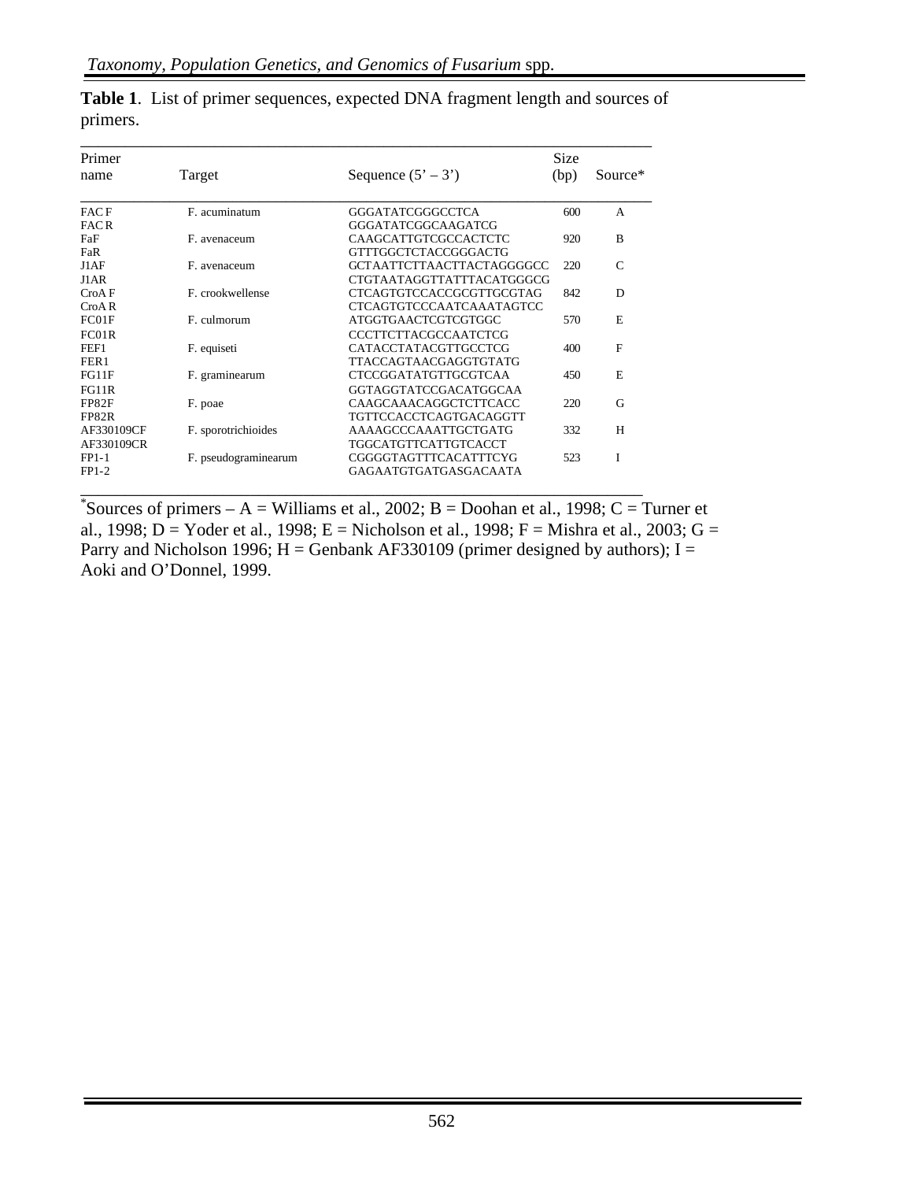**Table 1**. List of primer sequences, expected DNA fragment length and sources of primers.

| Primer name | Target | Sequence (5' – 3') | Size (bp) | Source* |
|---|---|---|---|---|
| FAC F | F. acuminatum | GGGATATCGGGCCTCA | 600 | A |
| FAC R | | GGGATATCGGCAAGATCG | | |
| FaF | F. avenaceum | CAAGCATTGTCGCCACTCTC | 920 | B |
| FaR | | GTTTGGCTCTACCGGGACTG | | |
| J1AF | F. avenaceum | GCTAATTCTTAACTTACTAGGGGCC | 220 | C |
| J1AR | | CTGTAATAGGTTATTTACATGGGCG | | |
| CroA F | F. crookwellense | CTCAGTGTCCACCGCGTTGCGTAG | 842 | D |
| CroA R | | CTCAGTGTCCCAATCAAATAGTCC | | |
| FC01F | F. culmorum | ATGGTGAACTCGTCGTGGC | 570 | E |
| FC01R | | CCCTTCTTACGCCAATCTCG | | |
| FEF1 | F. equiseti | CATACCTATACGTTGCCTCG | 400 | F |
| FER1 | | TTACCAGTAACGAGGTGTATG | | |
| FG11F | F. graminearum | CTCCGGATATGTTGCGTCAA | 450 | E |
| FG11R | | GGTAGGTATCCGACATGGCAA | | |
| FP82F | F. poae | CAAGCAAACAGGCTCTTCACC | 220 | G |
| FP82R | | TGTTCCACCTCAGTGACAGGTT | | |
| AF330109CF | F. sporotrichioides | AAAAGCCCAAATTGCTGATG | 332 | H |
| AF330109CR | | TGGCATGTTCATTGTCACCT | | |
| FP1-1 | F. pseudograminearum | CGGGGTAGTTTCACATTTCYG | 523 | I |
| FP1-2 | | GAGAATGTGATGASGACAATA | | |

*Sources of primers – A = Williams et al., 2002; B = Doohan et al., 1998; C = Turner et al., 1998; D = Yoder et al., 1998; E = Nicholson et al., 1998; F = Mishra et al., 2003; G = Parry and Nicholson 1996; H = Genbank AF330109 (primer designed by authors); I = Aoki and O'Donnel, 1999.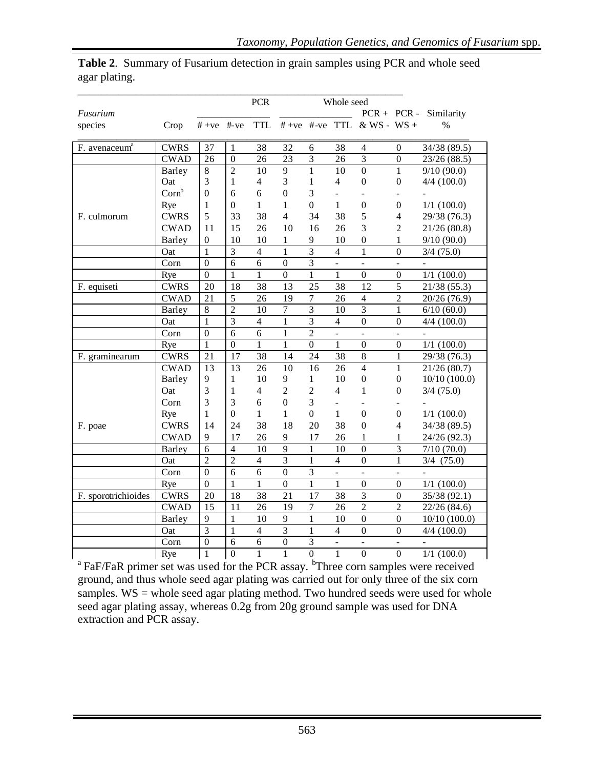**Table 2**. Summary of Fusarium detection in grain samples using PCR and whole seed agar plating.

| *Fusarium* species | Crop | PCR # +ve | PCR #-ve | PCR TTL | Whole seed # +ve | Whole seed #-ve | Whole seed TTL | PCR + & WS - | PCR - WS + | Similarity % |
|---|---|---|---|---|---|---|---|---|---|---|
| F. avenaceum[a] | CWRS | 37 | 1 | 38 | 32 | 6 | 38 | 4 | 0 | 34/38 (89.5) |
| | CWAD | 26 | 0 | 26 | 23 | 3 | 26 | 3 | 0 | 23/26 (88.5) |
| | Barley | 8 | 2 | 10 | 9 | 1 | 10 | 0 | 1 | 9/10 (90.0) |
| | Oat | 3 | 1 | 4 | 3 | 1 | 4 | 0 | 0 | 4/4 (100.0) |
| | Corn[b] | 0 | 6 | 6 | 0 | 3 | - | - | - | - |
| | Rye | 1 | 0 | 1 | 1 | 0 | 1 | 0 | 0 | 1/1 (100.0) |
| F. culmorum | CWRS | 5 | 33 | 38 | 4 | 34 | 38 | 5 | 4 | 29/38 (76.3) |
| | CWAD | 11 | 15 | 26 | 10 | 16 | 26 | 3 | 2 | 21/26 (80.8) |
| | Barley | 0 | 10 | 10 | 1 | 9 | 10 | 0 | 1 | 9/10 (90.0) |
| | Oat | 1 | 3 | 4 | 1 | 3 | 4 | 1 | 0 | 3/4 (75.0) |
| | Corn | 0 | 6 | 6 | 0 | 3 | - | - | - | - |
| | Rye | 0 | 1 | 1 | 0 | 1 | 1 | 0 | 0 | 1/1 (100.0) |
| F. equiseti | CWRS | 20 | 18 | 38 | 13 | 25 | 38 | 12 | 5 | 21/38 (55.3) |
| | CWAD | 21 | 5 | 26 | 19 | 7 | 26 | 4 | 2 | 20/26 (76.9) |
| | Barley | 8 | 2 | 10 | 7 | 3 | 10 | 3 | 1 | 6/10 (60.0) |
| | Oat | 1 | 3 | 4 | 1 | 3 | 4 | 0 | 0 | 4/4 (100.0) |
| | Corn | 0 | 6 | 6 | 1 | 2 | - | - | - | - |
| | Rye | 1 | 0 | 1 | 1 | 0 | 1 | 0 | 0 | 1/1 (100.0) |
| F. graminearum | CWRS | 21 | 17 | 38 | 14 | 24 | 38 | 8 | 1 | 29/38 (76.3) |
| | CWAD | 13 | 13 | 26 | 10 | 16 | 26 | 4 | 1 | 21/26 (80.7) |
| | Barley | 9 | 1 | 10 | 9 | 1 | 10 | 0 | 0 | 10/10 (100.0) |
| | Oat | 3 | 1 | 4 | 2 | 2 | 4 | 1 | 0 | 3/4 (75.0) |
| | Corn | 3 | 3 | 6 | 0 | 3 | - | - | - | - |
| | Rye | 1 | 0 | 1 | 1 | 0 | 1 | 0 | 0 | 1/1 (100.0) |
| F. poae | CWRS | 14 | 24 | 38 | 18 | 20 | 38 | 0 | 4 | 34/38 (89.5) |
| | CWAD | 9 | 17 | 26 | 9 | 17 | 26 | 1 | 1 | 24/26 (92.3) |
| | Barley | 6 | 4 | 10 | 9 | 1 | 10 | 0 | 3 | 7/10 (70.0) |
| | Oat | 2 | 2 | 4 | 3 | 1 | 4 | 0 | 1 | 3/4 (75.0) |
| | Corn | 0 | 6 | 6 | 0 | 3 | - | - | - | - |
| | Rye | 0 | 1 | 1 | 0 | 1 | 1 | 0 | 0 | 1/1 (100.0) |
| F. sporotrichioides | CWRS | 20 | 18 | 38 | 21 | 17 | 38 | 3 | 0 | 35/38 (92.1) |
| | CWAD | 15 | 11 | 26 | 19 | 7 | 26 | 2 | 2 | 22/26 (84.6) |
| | Barley | 9 | 1 | 10 | 9 | 1 | 10 | 0 | 0 | 10/10 (100.0) |
| | Oat | 3 | 1 | 4 | 3 | 1 | 4 | 0 | 0 | 4/4 (100.0) |
| | Corn | 0 | 6 | 6 | 0 | 3 | - | - | - | - |
| | Rye | 1 | 0 | 1 | 1 | 0 | 1 | 0 | 0 | 1/1 (100.0) |

[a] FaF/FaR primer set was used for the PCR assay. [b]Three corn samples were received ground, and thus whole seed agar plating was carried out for only three of the six corn samples. WS = whole seed agar plating method. Two hundred seeds were used for whole seed agar plating assay, whereas 0.2g from 20g ground sample was used for DNA extraction and PCR assay.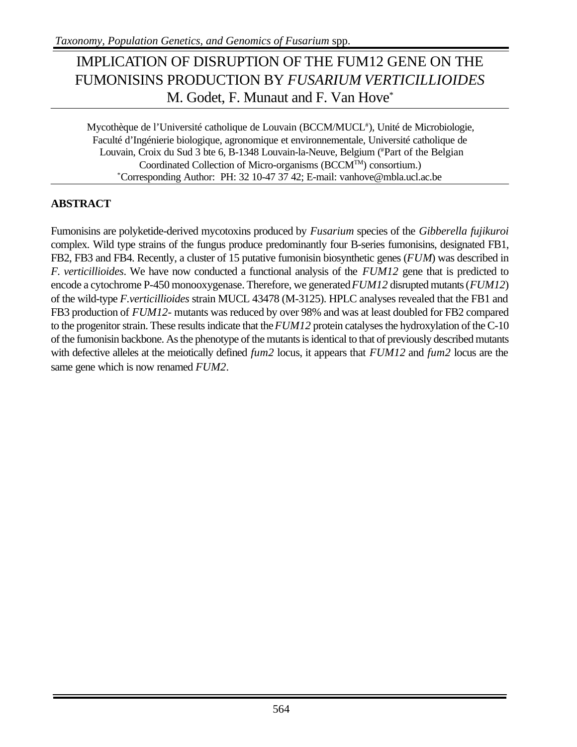# IMPLICATION OF DISRUPTION OF THE FUM12 GENE ON THE FUMONISINS PRODUCTION BY *FUSARIUM VERTICILLIOIDES*

M. Godet, F. Munaut and F. Van Hove*

Mycothèque de l'Université catholique de Louvain (BCCM/MUCL#), Unité de Microbiologie, Faculté d'Ingénierie biologique, agronomique et environnementale, Université catholique de Louvain, Croix du Sud 3 bte 6, B-1348 Louvain-la-Neuve, Belgium (#Part of the Belgian Coordinated Collection of Micro-organisms (BCCM™) consortium.)
*Corresponding Author: PH: 32 10-47 37 42; E-mail: vanhove@mbla.ucl.ac.be

## ABSTRACT

Fumonisins are polyketide-derived mycotoxins produced by *Fusarium* species of the *Gibberella fujikuroi* complex. Wild type strains of the fungus produce predominantly four B-series fumonisins, designated FB1, FB2, FB3 and FB4. Recently, a cluster of 15 putative fumonisin biosynthetic genes (*FUM*) was described in *F. verticillioides*. We have now conducted a functional analysis of the *FUM12* gene that is predicted to encode a cytochrome P-450 monooxygenase. Therefore, we generated *FUM12* disrupted mutants (*FUM12*) of the wild-type *F.verticillioides* strain MUCL 43478 (M-3125). HPLC analyses revealed that the FB1 and FB3 production of *FUM12-* mutants was reduced by over 98% and was at least doubled for FB2 compared to the progenitor strain. These results indicate that the *FUM12* protein catalyses the hydroxylation of the C-10 of the fumonisin backbone. As the phenotype of the mutants is identical to that of previously described mutants with defective alleles at the meiotically defined *fum2* locus, it appears that *FUM12* and *fum2* locus are the same gene which is now renamed *FUM2*.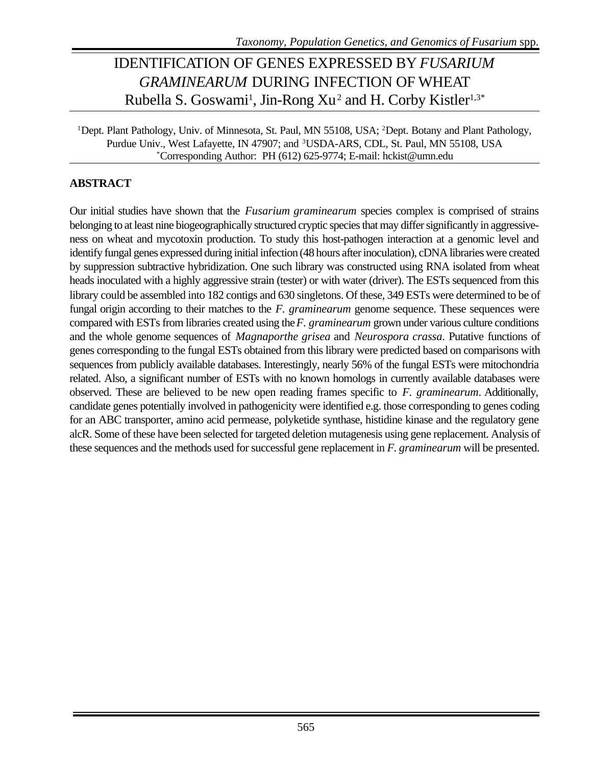# IDENTIFICATION OF GENES EXPRESSED BY *FUSARIUM GRAMINEARUM* DURING INFECTION OF WHEAT

Rubella S. Goswami[1], Jin-Rong Xu[2] and H. Corby Kistler[1,3*]

[1]Dept. Plant Pathology, Univ. of Minnesota, St. Paul, MN 55108, USA; [2]Dept. Botany and Plant Pathology, Purdue Univ., West Lafayette, IN 47907; and [3]USDA-ARS, CDL, St. Paul, MN 55108, USA
[*]Corresponding Author: PH (612) 625-9774; E-mail: hckist@umn.edu

## ABSTRACT

Our initial studies have shown that the *Fusarium graminearum* species complex is comprised of strains belonging to at least nine biogeographically structured cryptic species that may differ significantly in aggressiveness on wheat and mycotoxin production. To study this host-pathogen interaction at a genomic level and identify fungal genes expressed during initial infection (48 hours after inoculation), cDNA libraries were created by suppression subtractive hybridization. One such library was constructed using RNA isolated from wheat heads inoculated with a highly aggressive strain (tester) or with water (driver). The ESTs sequenced from this library could be assembled into 182 contigs and 630 singletons. Of these, 349 ESTs were determined to be of fungal origin according to their matches to the *F. graminearum* genome sequence. These sequences were compared with ESTs from libraries created using the *F. graminearum* grown under various culture conditions and the whole genome sequences of *Magnaporthe grisea* and *Neurospora crassa*. Putative functions of genes corresponding to the fungal ESTs obtained from this library were predicted based on comparisons with sequences from publicly available databases. Interestingly, nearly 56% of the fungal ESTs were mitochondria related. Also, a significant number of ESTs with no known homologs in currently available databases were observed. These are believed to be new open reading frames specific to *F. graminearum*. Additionally, candidate genes potentially involved in pathogenicity were identified e.g. those corresponding to genes coding for an ABC transporter, amino acid permease, polyketide synthase, histidine kinase and the regulatory gene alcR. Some of these have been selected for targeted deletion mutagenesis using gene replacement. Analysis of these sequences and the methods used for successful gene replacement in *F. graminearum* will be presented.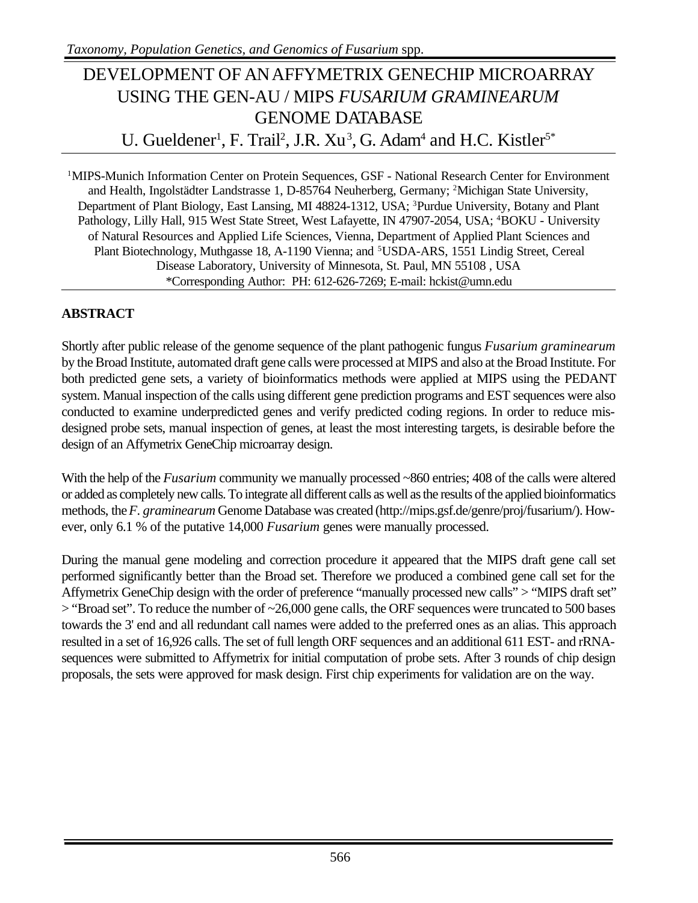# DEVELOPMENT OF AN AFFYMETRIX GENECHIP MICROARRAY USING THE GEN-AU / MIPS *FUSARIUM GRAMINEARUM* GENOME DATABASE

U. Gueldener[1], F. Trail[2], J.R. Xu[3], G. Adam[4] and H.C. Kistler[5*]

[1]MIPS-Munich Information Center on Protein Sequences, GSF - National Research Center for Environment and Health, Ingolstädter Landstrasse 1, D-85764 Neuherberg, Germany; [2]Michigan State University, Department of Plant Biology, East Lansing, MI 48824-1312, USA; [3]Purdue University, Botany and Plant Pathology, Lilly Hall, 915 West State Street, West Lafayette, IN 47907-2054, USA; [4]BOKU - University of Natural Resources and Applied Life Sciences, Vienna, Department of Applied Plant Sciences and Plant Biotechnology, Muthgasse 18, A-1190 Vienna; and [5]USDA-ARS, 1551 Lindig Street, Cereal Disease Laboratory, University of Minnesota, St. Paul, MN 55108 , USA
*Corresponding Author: PH: 612-626-7269; E-mail: hckist@umn.edu

## ABSTRACT

Shortly after public release of the genome sequence of the plant pathogenic fungus *Fusarium graminearum* by the Broad Institute, automated draft gene calls were processed at MIPS and also at the Broad Institute. For both predicted gene sets, a variety of bioinformatics methods were applied at MIPS using the PEDANT system. Manual inspection of the calls using different gene prediction programs and EST sequences were also conducted to examine underpredicted genes and verify predicted coding regions. In order to reduce mis-designed probe sets, manual inspection of genes, at least the most interesting targets, is desirable before the design of an Affymetrix GeneChip microarray design.

With the help of the *Fusarium* community we manually processed ~860 entries; 408 of the calls were altered or added as completely new calls. To integrate all different calls as well as the results of the applied bioinformatics methods, the *F. graminearum* Genome Database was created (http://mips.gsf.de/genre/proj/fusarium/). However, only 6.1 % of the putative 14,000 *Fusarium* genes were manually processed.

During the manual gene modeling and correction procedure it appeared that the MIPS draft gene call set performed significantly better than the Broad set. Therefore we produced a combined gene call set for the Affymetrix GeneChip design with the order of preference "manually processed new calls" > "MIPS draft set" > "Broad set". To reduce the number of ~26,000 gene calls, the ORF sequences were truncated to 500 bases towards the 3' end and all redundant call names were added to the preferred ones as an alias. This approach resulted in a set of 16,926 calls. The set of full length ORF sequences and an additional 611 EST- and rRNA-sequences were submitted to Affymetrix for initial computation of probe sets. After 3 rounds of chip design proposals, the sets were approved for mask design. First chip experiments for validation are on the way.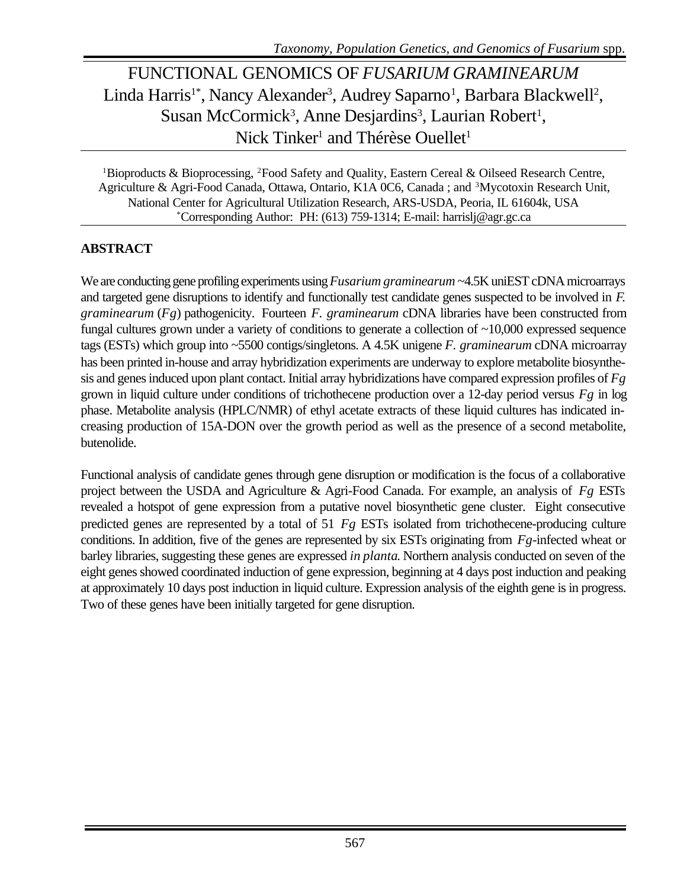# FUNCTIONAL GENOMICS OF *FUSARIUM GRAMINEARUM*

Linda Harris[1*], Nancy Alexander[3], Audrey Saparno[1], Barbara Blackwell[2], Susan McCormick[3], Anne Desjardins[3], Laurian Robert[1], Nick Tinker[1] and Thérèse Ouellet[1]

[1]Bioproducts & Bioprocessing, [2]Food Safety and Quality, Eastern Cereal & Oilseed Research Centre, Agriculture & Agri-Food Canada, Ottawa, Ontario, K1A 0C6, Canada ; and [3]Mycotoxin Research Unit, National Center for Agricultural Utilization Research, ARS-USDA, Peoria, IL 61604k, USA
[*]Corresponding Author: PH: (613) 759-1314; E-mail: harrislj@agr.gc.ca

## ABSTRACT

We are conducting gene profiling experiments using *Fusarium graminearum* ~4.5K uniEST cDNA microarrays and targeted gene disruptions to identify and functionally test candidate genes suspected to be involved in *F. graminearum* (*Fg*) pathogenicity. Fourteen *F. graminearum* cDNA libraries have been constructed from fungal cultures grown under a variety of conditions to generate a collection of ~10,000 expressed sequence tags (ESTs) which group into ~5500 contigs/singletons. A 4.5K unigene *F. graminearum* cDNA microarray has been printed in-house and array hybridization experiments are underway to explore metabolite biosynthesis and genes induced upon plant contact. Initial array hybridizations have compared expression profiles of *Fg* grown in liquid culture under conditions of trichothecene production over a 12-day period versus *Fg* in log phase. Metabolite analysis (HPLC/NMR) of ethyl acetate extracts of these liquid cultures has indicated increasing production of 15A-DON over the growth period as well as the presence of a second metabolite, butenolide.

Functional analysis of candidate genes through gene disruption or modification is the focus of a collaborative project between the USDA and Agriculture & Agri-Food Canada. For example, an analysis of *Fg* ESTs revealed a hotspot of gene expression from a putative novel biosynthetic gene cluster. Eight consecutive predicted genes are represented by a total of 51 *Fg* ESTs isolated from trichothecene-producing culture conditions. In addition, five of the genes are represented by six ESTs originating from *Fg*-infected wheat or barley libraries, suggesting these genes are expressed *in planta*. Northern analysis conducted on seven of the eight genes showed coordinated induction of gene expression, beginning at 4 days post induction and peaking at approximately 10 days post induction in liquid culture. Expression analysis of the eighth gene is in progress. Two of these genes have been initially targeted for gene disruption.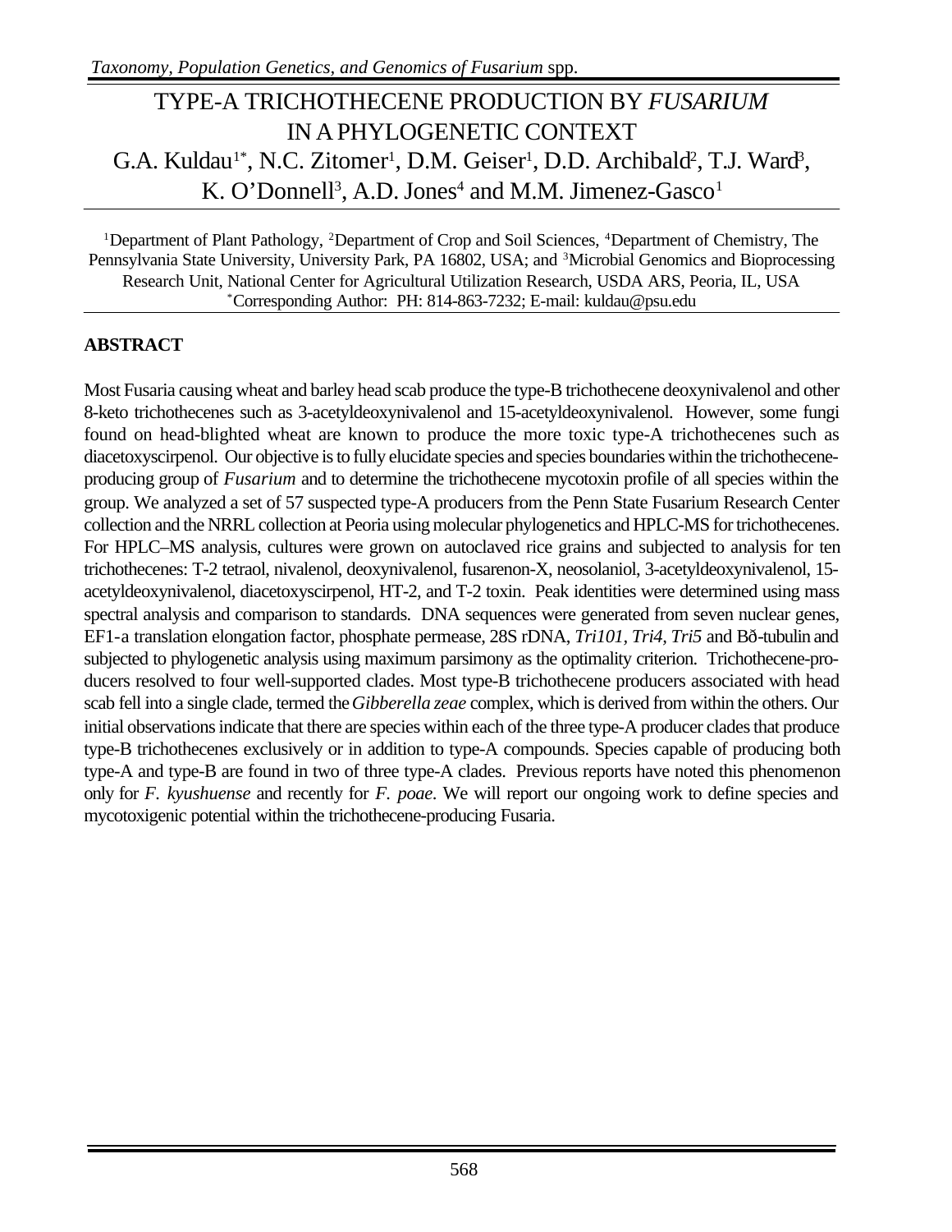# TYPE-A TRICHOTHECENE PRODUCTION BY *FUSARIUM* IN A PHYLOGENETIC CONTEXT

G.A. Kuldau[1*], N.C. Zitomer[1], D.M. Geiser[1], D.D. Archibald[2], T.J. Ward[3], K. O'Donnell[3], A.D. Jones[4] and M.M. Jimenez-Gasco[1]

[1]Department of Plant Pathology, [2]Department of Crop and Soil Sciences, [4]Department of Chemistry, The Pennsylvania State University, University Park, PA 16802, USA; and [3]Microbial Genomics and Bioprocessing Research Unit, National Center for Agricultural Utilization Research, USDA ARS, Peoria, IL, USA
[*]Corresponding Author: PH: 814-863-7232; E-mail: kuldau@psu.edu

## ABSTRACT

Most Fusaria causing wheat and barley head scab produce the type-B trichothecene deoxynivalenol and other 8-keto trichothecenes such as 3-acetyldeoxynivalenol and 15-acetyldeoxynivalenol. However, some fungi found on head-blighted wheat are known to produce the more toxic type-A trichothecenes such as diacetoxyscirpenol. Our objective is to fully elucidate species and species boundaries within the trichothecene-producing group of *Fusarium* and to determine the trichothecene mycotoxin profile of all species within the group. We analyzed a set of 57 suspected type-A producers from the Penn State Fusarium Research Center collection and the NRRL collection at Peoria using molecular phylogenetics and HPLC-MS for trichothecenes. For HPLC–MS analysis, cultures were grown on autoclaved rice grains and subjected to analysis for ten trichothecenes: T-2 tetraol, nivalenol, deoxynivalenol, fusarenon-X, neosolaniol, 3-acetyldeoxynivalenol, 15-acetyldeoxynivalenol, diacetoxyscirpenol, HT-2, and T-2 toxin. Peak identities were determined using mass spectral analysis and comparison to standards. DNA sequences were generated from seven nuclear genes, EF1-a translation elongation factor, phosphate permease, 28S rDNA, *Tri101*, *Tri4*, *Tri5* and Bð-tubulin and subjected to phylogenetic analysis using maximum parsimony as the optimality criterion. Trichothecene-producers resolved to four well-supported clades. Most type-B trichothecene producers associated with head scab fell into a single clade, termed the *Gibberella zeae* complex, which is derived from within the others. Our initial observations indicate that there are species within each of the three type-A producer clades that produce type-B trichothecenes exclusively or in addition to type-A compounds. Species capable of producing both type-A and type-B are found in two of three type-A clades. Previous reports have noted this phenomenon only for *F. kyushuense* and recently for *F. poae*. We will report our ongoing work to define species and mycotoxigenic potential within the trichothecene-producing Fusaria.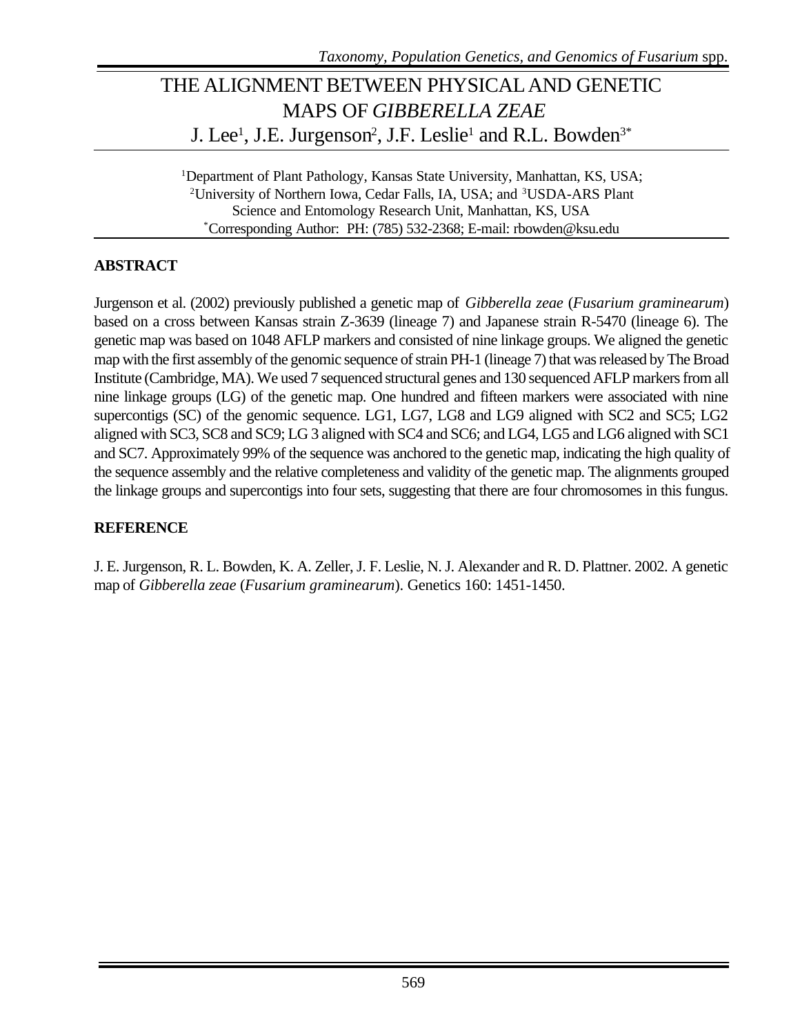# THE ALIGNMENT BETWEEN PHYSICAL AND GENETIC MAPS OF *GIBBERELLA ZEAE*

J. Lee[1], J.E. Jurgenson[2], J.F. Leslie[1] and R.L. Bowden[3*]

[1]Department of Plant Pathology, Kansas State University, Manhattan, KS, USA; [2]University of Northern Iowa, Cedar Falls, IA, USA; and [3]USDA-ARS Plant Science and Entomology Research Unit, Manhattan, KS, USA
[*]Corresponding Author: PH: (785) 532-2368; E-mail: rbowden@ksu.edu

## ABSTRACT

Jurgenson et al. (2002) previously published a genetic map of *Gibberella zeae* (*Fusarium graminearum*) based on a cross between Kansas strain Z-3639 (lineage 7) and Japanese strain R-5470 (lineage 6). The genetic map was based on 1048 AFLP markers and consisted of nine linkage groups. We aligned the genetic map with the first assembly of the genomic sequence of strain PH-1 (lineage 7) that was released by The Broad Institute (Cambridge, MA). We used 7 sequenced structural genes and 130 sequenced AFLP markers from all nine linkage groups (LG) of the genetic map. One hundred and fifteen markers were associated with nine supercontigs (SC) of the genomic sequence. LG1, LG7, LG8 and LG9 aligned with SC2 and SC5; LG2 aligned with SC3, SC8 and SC9; LG 3 aligned with SC4 and SC6; and LG4, LG5 and LG6 aligned with SC1 and SC7. Approximately 99% of the sequence was anchored to the genetic map, indicating the high quality of the sequence assembly and the relative completeness and validity of the genetic map. The alignments grouped the linkage groups and supercontigs into four sets, suggesting that there are four chromosomes in this fungus.

## REFERENCE

J. E. Jurgenson, R. L. Bowden, K. A. Zeller, J. F. Leslie, N. J. Alexander and R. D. Plattner. 2002. A genetic map of *Gibberella zeae* (*Fusarium graminearum*). Genetics 160: 1451-1450.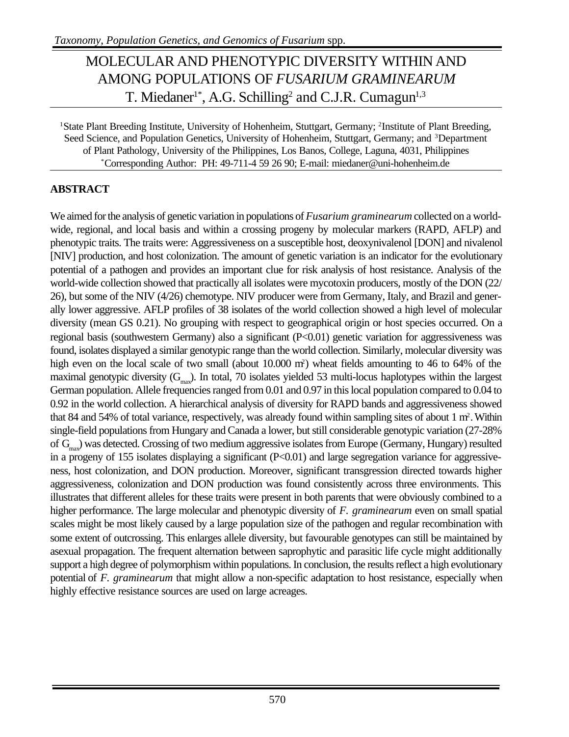# MOLECULAR AND PHENOTYPIC DIVERSITY WITHIN AND AMONG POPULATIONS OF *FUSARIUM GRAMINEARUM*

T. Miedaner[1*], A.G. Schilling[2] and C.J.R. Cumagun[1,3]

[1]State Plant Breeding Institute, University of Hohenheim, Stuttgart, Germany; [2]Institute of Plant Breeding, Seed Science, and Population Genetics, University of Hohenheim, Stuttgart, Germany; and [3]Department of Plant Pathology, University of the Philippines, Los Banos, College, Laguna, 4031, Philippines
[*]Corresponding Author: PH: 49-711-4 59 26 90; E-mail: miedaner@uni-hohenheim.de

## ABSTRACT

We aimed for the analysis of genetic variation in populations of *Fusarium graminearum* collected on a world-wide, regional, and local basis and within a crossing progeny by molecular markers (RAPD, AFLP) and phenotypic traits. The traits were: Aggressiveness on a susceptible host, deoxynivalenol [DON] and nivalenol [NIV] production, and host colonization. The amount of genetic variation is an indicator for the evolutionary potential of a pathogen and provides an important clue for risk analysis of host resistance. Analysis of the world-wide collection showed that practically all isolates were mycotoxin producers, mostly of the DON (22/26), but some of the NIV (4/26) chemotype. NIV producer were from Germany, Italy, and Brazil and generally lower aggressive. AFLP profiles of 38 isolates of the world collection showed a high level of molecular diversity (mean GS 0.21). No grouping with respect to geographical origin or host species occurred. On a regional basis (southwestern Germany) also a significant ($P<0.01$) genetic variation for aggressiveness was found, isolates displayed a similar genotypic range than the world collection. Similarly, molecular diversity was high even on the local scale of two small (about 10.000 $m^2$) wheat fields amounting to 46 to 64% of the maximal genotypic diversity ($G_{max}$). In total, 70 isolates yielded 53 multi-locus haplotypes within the largest German population. Allele frequencies ranged from 0.01 and 0.97 in this local population compared to 0.04 to 0.92 in the world collection. A hierarchical analysis of diversity for RAPD bands and aggressiveness showed that 84 and 54% of total variance, respectively, was already found within sampling sites of about 1 $m^2$. Within single-field populations from Hungary and Canada a lower, but still considerable genotypic variation (27-28% of $G_{max}$) was detected. Crossing of two medium aggressive isolates from Europe (Germany, Hungary) resulted in a progeny of 155 isolates displaying a significant ($P<0.01$) and large segregation variance for aggressiveness, host colonization, and DON production. Moreover, significant transgression directed towards higher aggressiveness, colonization and DON production was found consistently across three environments. This illustrates that different alleles for these traits were present in both parents that were obviously combined to a higher performance. The large molecular and phenotypic diversity of *F. graminearum* even on small spatial scales might be most likely caused by a large population size of the pathogen and regular recombination with some extent of outcrossing. This enlarges allele diversity, but favourable genotypes can still be maintained by asexual propagation. The frequent alternation between saprophytic and parasitic life cycle might additionally support a high degree of polymorphism within populations. In conclusion, the results reflect a high evolutionary potential of *F. graminearum* that might allow a non-specific adaptation to host resistance, especially when highly effective resistance sources are used on large acreages.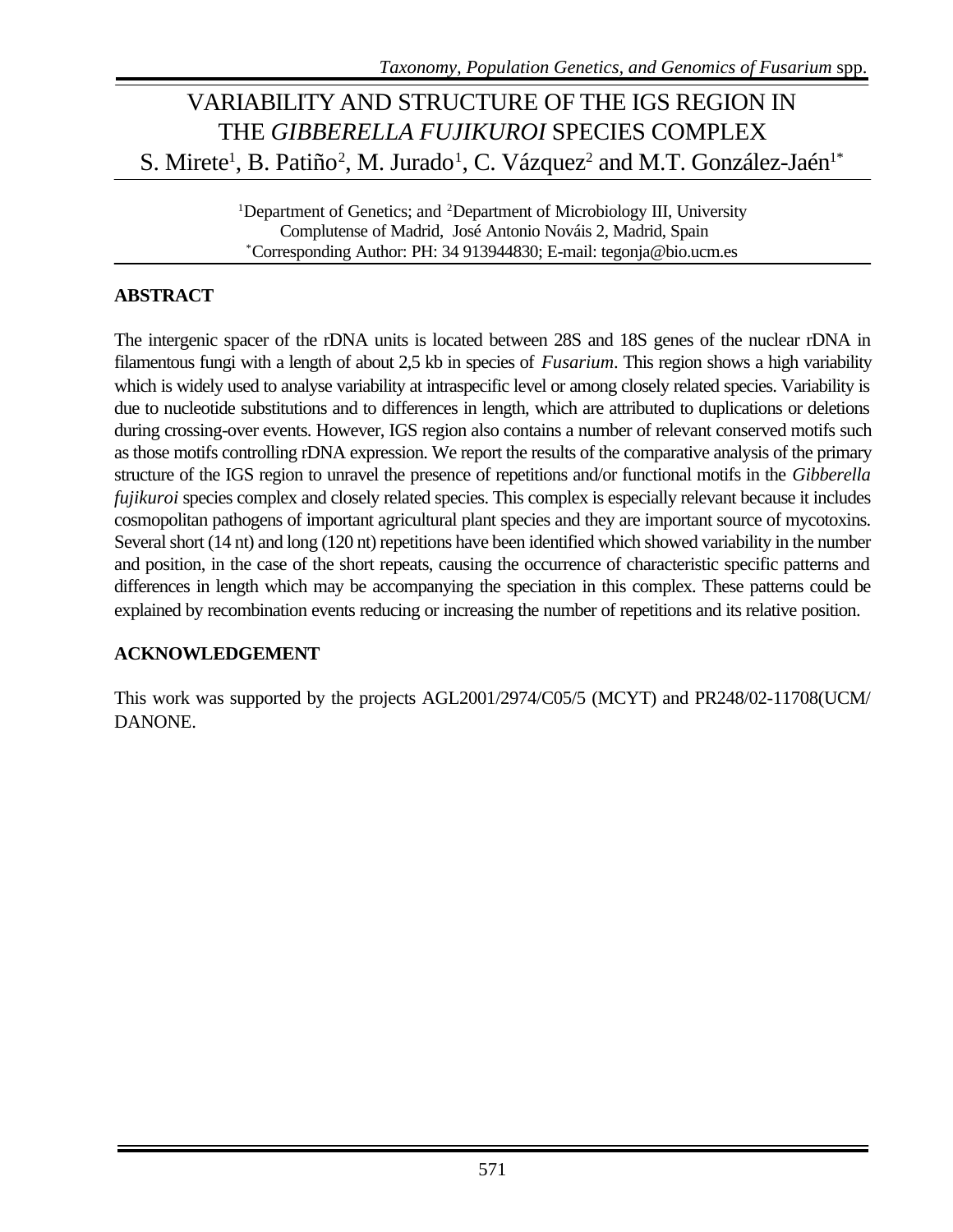# VARIABILITY AND STRUCTURE OF THE IGS REGION IN THE *GIBBERELLA FUJIKUROI* SPECIES COMPLEX

S. Mirete[1], B. Patiño[2], M. Jurado[1], C. Vázquez[2] and M.T. González-Jaén[1*]

[1]Department of Genetics; and [2]Department of Microbiology III, University Complutense of Madrid, José Antonio Nováis 2, Madrid, Spain
[*]Corresponding Author: PH: 34 913944830; E-mail: tegonja@bio.ucm.es

## ABSTRACT

The intergenic spacer of the rDNA units is located between 28S and 18S genes of the nuclear rDNA in filamentous fungi with a length of about 2,5 kb in species of *Fusarium*. This region shows a high variability which is widely used to analyse variability at intraspecific level or among closely related species. Variability is due to nucleotide substitutions and to differences in length, which are attributed to duplications or deletions during crossing-over events. However, IGS region also contains a number of relevant conserved motifs such as those motifs controlling rDNA expression. We report the results of the comparative analysis of the primary structure of the IGS region to unravel the presence of repetitions and/or functional motifs in the *Gibberella fujikuroi* species complex and closely related species. This complex is especially relevant because it includes cosmopolitan pathogens of important agricultural plant species and they are important source of mycotoxins. Several short (14 nt) and long (120 nt) repetitions have been identified which showed variability in the number and position, in the case of the short repeats, causing the occurrence of characteristic specific patterns and differences in length which may be accompanying the speciation in this complex. These patterns could be explained by recombination events reducing or increasing the number of repetitions and its relative position.

## ACKNOWLEDGEMENT

This work was supported by the projects AGL2001/2974/C05/5 (MCYT) and PR248/02-11708(UCM/DANONE.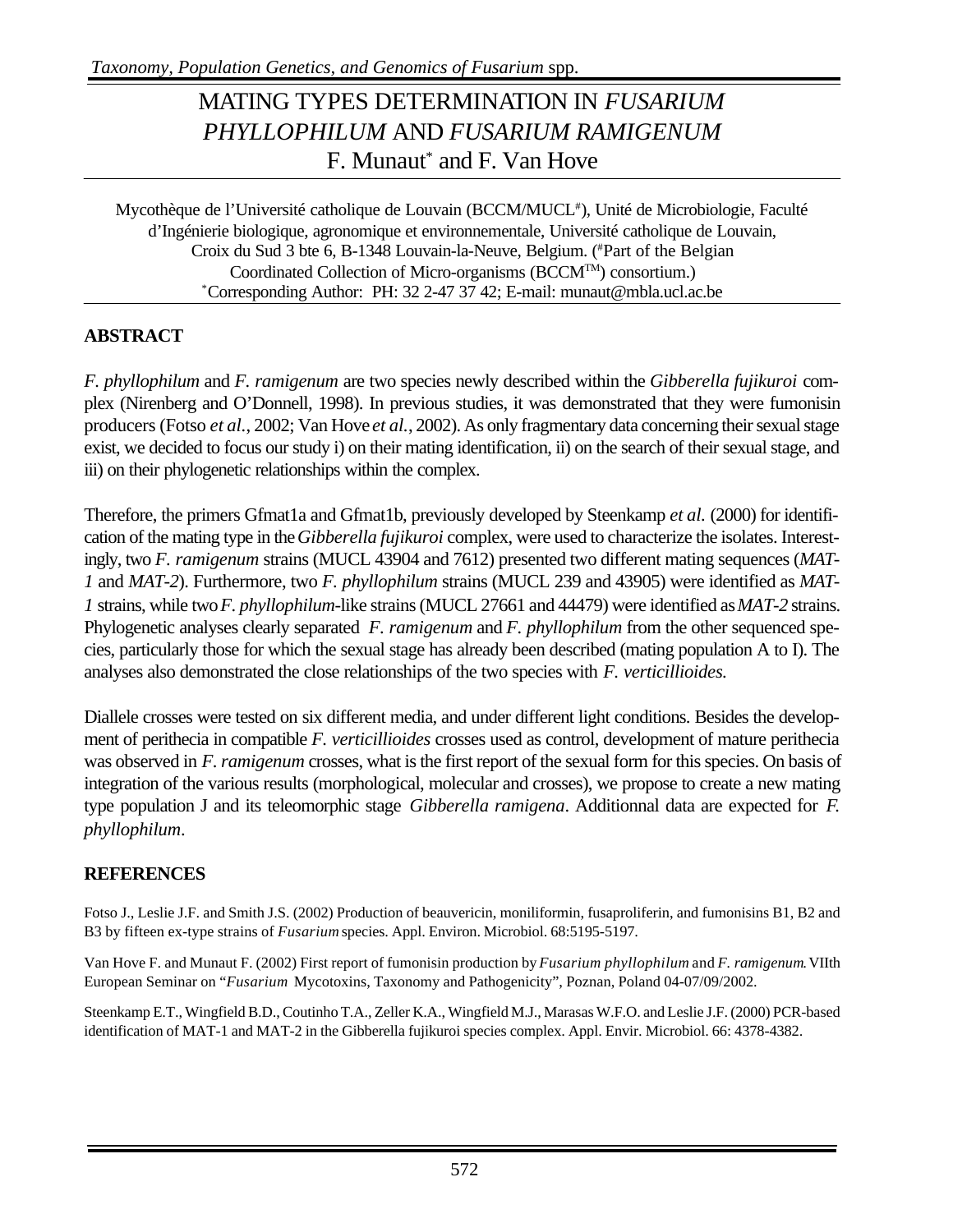# MATING TYPES DETERMINATION IN *FUSARIUM PHYLLOPHILUM* AND *FUSARIUM RAMIGENUM*

F. Munaut* and F. Van Hove

Mycothèque de l'Université catholique de Louvain (BCCM/MUCL#), Unité de Microbiologie, Faculté d'Ingénierie biologique, agronomique et environnementale, Université catholique de Louvain, Croix du Sud 3 bte 6, B-1348 Louvain-la-Neuve, Belgium. (#Part of the Belgian Coordinated Collection of Micro-organisms (BCCM™) consortium.)
*Corresponding Author: PH: 32 2-47 37 42; E-mail: munaut@mbla.ucl.ac.be

## ABSTRACT

*F. phyllophilum* and *F. ramigenum* are two species newly described within the *Gibberella fujikuroi* complex (Nirenberg and O'Donnell, 1998). In previous studies, it was demonstrated that they were fumonisin producers (Fotso *et al.*, 2002; Van Hove *et al.*, 2002). As only fragmentary data concerning their sexual stage exist, we decided to focus our study i) on their mating identification, ii) on the search of their sexual stage, and iii) on their phylogenetic relationships within the complex.

Therefore, the primers Gfmat1a and Gfmat1b, previously developed by Steenkamp *et al.* (2000) for identification of the mating type in the *Gibberella fujikuroi* complex, were used to characterize the isolates. Interestingly, two *F. ramigenum* strains (MUCL 43904 and 7612) presented two different mating sequences (*MAT-1* and *MAT-2*). Furthermore, two *F. phyllophilum* strains (MUCL 239 and 43905) were identified as *MAT-1* strains, while two *F. phyllophilum*-like strains (MUCL 27661 and 44479) were identified as *MAT-2* strains. Phylogenetic analyses clearly separated *F. ramigenum* and *F. phyllophilum* from the other sequenced species, particularly those for which the sexual stage has already been described (mating population A to I). The analyses also demonstrated the close relationships of the two species with *F. verticillioides.*

Diallele crosses were tested on six different media, and under different light conditions. Besides the development of perithecia in compatible *F. verticillioides* crosses used as control, development of mature perithecia was observed in *F. ramigenum* crosses, what is the first report of the sexual form for this species. On basis of integration of the various results (morphological, molecular and crosses), we propose to create a new mating type population J and its teleomorphic stage *Gibberella ramigena*. Additionnal data are expected for *F. phyllophilum*.

## REFERENCES

Fotso J., Leslie J.F. and Smith J.S. (2002) Production of beauvericin, moniliformin, fusaproliferin, and fumonisins B1, B2 and B3 by fifteen ex-type strains of *Fusarium* species. Appl. Environ. Microbiol. 68:5195-5197.

Van Hove F. and Munaut F. (2002) First report of fumonisin production by *Fusarium phyllophilum* and *F. ramigenum*. VIIth European Seminar on "*Fusarium* Mycotoxins, Taxonomy and Pathogenicity", Poznan, Poland 04-07/09/2002.

Steenkamp E.T., Wingfield B.D., Coutinho T.A., Zeller K.A., Wingfield M.J., Marasas W.F.O. and Leslie J.F. (2000) PCR-based identification of MAT-1 and MAT-2 in the Gibberella fujikuroi species complex. Appl. Envir. Microbiol. 66: 4378-4382.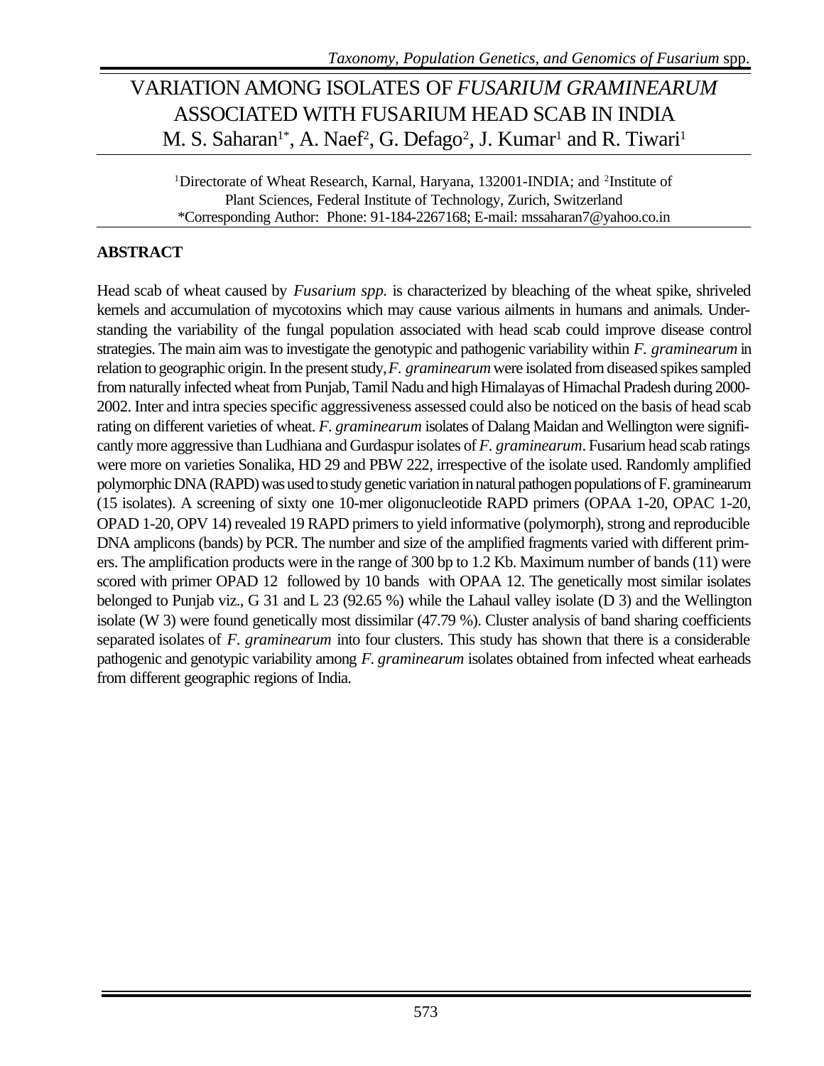# VARIATION AMONG ISOLATES OF *FUSARIUM GRAMINEARUM* ASSOCIATED WITH FUSARIUM HEAD SCAB IN INDIA

M. S. Saharan[1*], A. Naef[2], G. Defago[2], J. Kumar[1] and R. Tiwari[1]

[1]Directorate of Wheat Research, Karnal, Haryana, 132001-INDIA; and [2]Institute of Plant Sciences, Federal Institute of Technology, Zurich, Switzerland
*Corresponding Author: Phone: 91-184-2267168; E-mail: mssaharan7@yahoo.co.in

## ABSTRACT

Head scab of wheat caused by *Fusarium spp.* is characterized by bleaching of the wheat spike, shriveled kernels and accumulation of mycotoxins which may cause various ailments in humans and animals. Understanding the variability of the fungal population associated with head scab could improve disease control strategies. The main aim was to investigate the genotypic and pathogenic variability within *F. graminearum* in relation to geographic origin. In the present study, *F. graminearum* were isolated from diseased spikes sampled from naturally infected wheat from Punjab, Tamil Nadu and high Himalayas of Himachal Pradesh during 2000-2002. Inter and intra species specific aggressiveness assessed could also be noticed on the basis of head scab rating on different varieties of wheat. *F. graminearum* isolates of Dalang Maidan and Wellington were significantly more aggressive than Ludhiana and Gurdaspur isolates of *F. graminearum*. Fusarium head scab ratings were more on varieties Sonalika, HD 29 and PBW 222, irrespective of the isolate used. Randomly amplified polymorphic DNA (RAPD) was used to study genetic variation in natural pathogen populations of F. graminearum (15 isolates). A screening of sixty one 10-mer oligonucleotide RAPD primers (OPAA 1-20, OPAC 1-20, OPAD 1-20, OPV 14) revealed 19 RAPD primers to yield informative (polymorph), strong and reproducible DNA amplicons (bands) by PCR. The number and size of the amplified fragments varied with different primers. The amplification products were in the range of 300 bp to 1.2 Kb. Maximum number of bands (11) were scored with primer OPAD 12 followed by 10 bands with OPAA 12. The genetically most similar isolates belonged to Punjab viz., G 31 and L 23 (92.65 %) while the Lahaul valley isolate (D 3) and the Wellington isolate (W 3) were found genetically most dissimilar (47.79 %). Cluster analysis of band sharing coefficients separated isolates of *F. graminearum* into four clusters. This study has shown that there is a considerable pathogenic and genotypic variability among *F. graminearum* isolates obtained from infected wheat earheads from different geographic regions of India.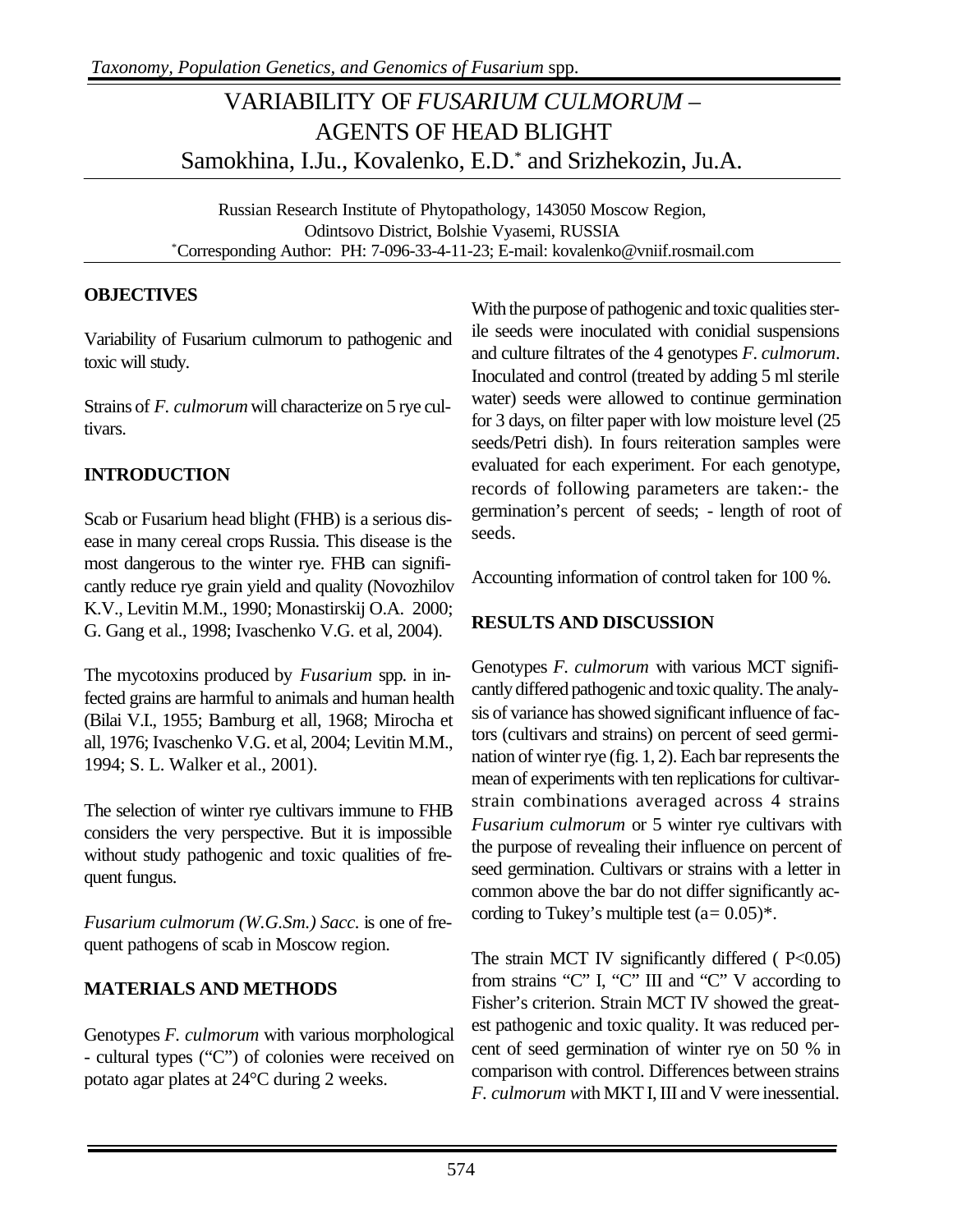# VARIABILITY OF *FUSARIUM CULMORUM* – AGENTS OF HEAD BLIGHT

Samokhina, I.Ju., Kovalenko, E.D.* and Srizhekozin, Ju.A.

Russian Research Institute of Phytopathology, 143050 Moscow Region, Odintsovo District, Bolshie Vyasemi, RUSSIA
*Corresponding Author: PH: 7-096-33-4-11-23; E-mail: kovalenko@vniif.rosmail.com

## OBJECTIVES

Variability of Fusarium culmorum to pathogenic and toxic will study.

Strains of *F. culmorum* will characterize on 5 rye cultivars.

## INTRODUCTION

Scab or Fusarium head blight (FHB) is a serious disease in many cereal crops Russia. This disease is the most dangerous to the winter rye. FHB can significantly reduce rye grain yield and quality (Novozhilov K.V., Levitin M.M., 1990; Monastirskij O.A. 2000; G. Gang et al., 1998; Ivaschenko V.G. et al, 2004).

The mycotoxins produced by *Fusarium* spp. in infected grains are harmful to animals and human health (Bilai V.I., 1955; Bamburg et all, 1968; Mirocha et all, 1976; Ivaschenko V.G. et al, 2004; Levitin M.M., 1994; S. L. Walker et al., 2001).

The selection of winter rye cultivars immune to FHB considers the very perspective. But it is impossible without study pathogenic and toxic qualities of frequent fungus.

*Fusarium culmorum (W.G.Sm.) Sacc.* is one of frequent pathogens of scab in Moscow region.

## MATERIALS AND METHODS

Genotypes *F. culmorum* with various morphological - cultural types ("C") of colonies were received on potato agar plates at 24°C during 2 weeks.

With the purpose of pathogenic and toxic qualities sterile seeds were inoculated with conidial suspensions and culture filtrates of the 4 genotypes *F. culmorum*. Inoculated and control (treated by adding 5 ml sterile water) seeds were allowed to continue germination for 3 days, on filter paper with low moisture level (25 seeds/Petri dish). In fours reiteration samples were evaluated for each experiment. For each genotype, records of following parameters are taken:- the germination's percent of seeds; - length of root of seeds.

Accounting information of control taken for 100 %.

## RESULTS AND DISCUSSION

Genotypes *F. culmorum* with various MCT significantly differed pathogenic and toxic quality. The analysis of variance has showed significant influence of factors (cultivars and strains) on percent of seed germination of winter rye (fig. 1, 2). Each bar represents the mean of experiments with ten replications for cultivar-strain combinations averaged across 4 strains *Fusarium culmorum* or 5 winter rye cultivars with the purpose of revealing their influence on percent of seed germination. Cultivars or strains with a letter in common above the bar do not differ significantly according to Tukey's multiple test ($a = 0.05$)*.

The strain MCT IV significantly differed ( $P<0.05$) from strains "C" I, "C" III and "C" V according to Fisher's criterion. Strain MCT IV showed the greatest pathogenic and toxic quality. It was reduced percent of seed germination of winter rye on 50 % in comparison with control. Differences between strains *F. culmorum* with MKT I, III and V were inessential.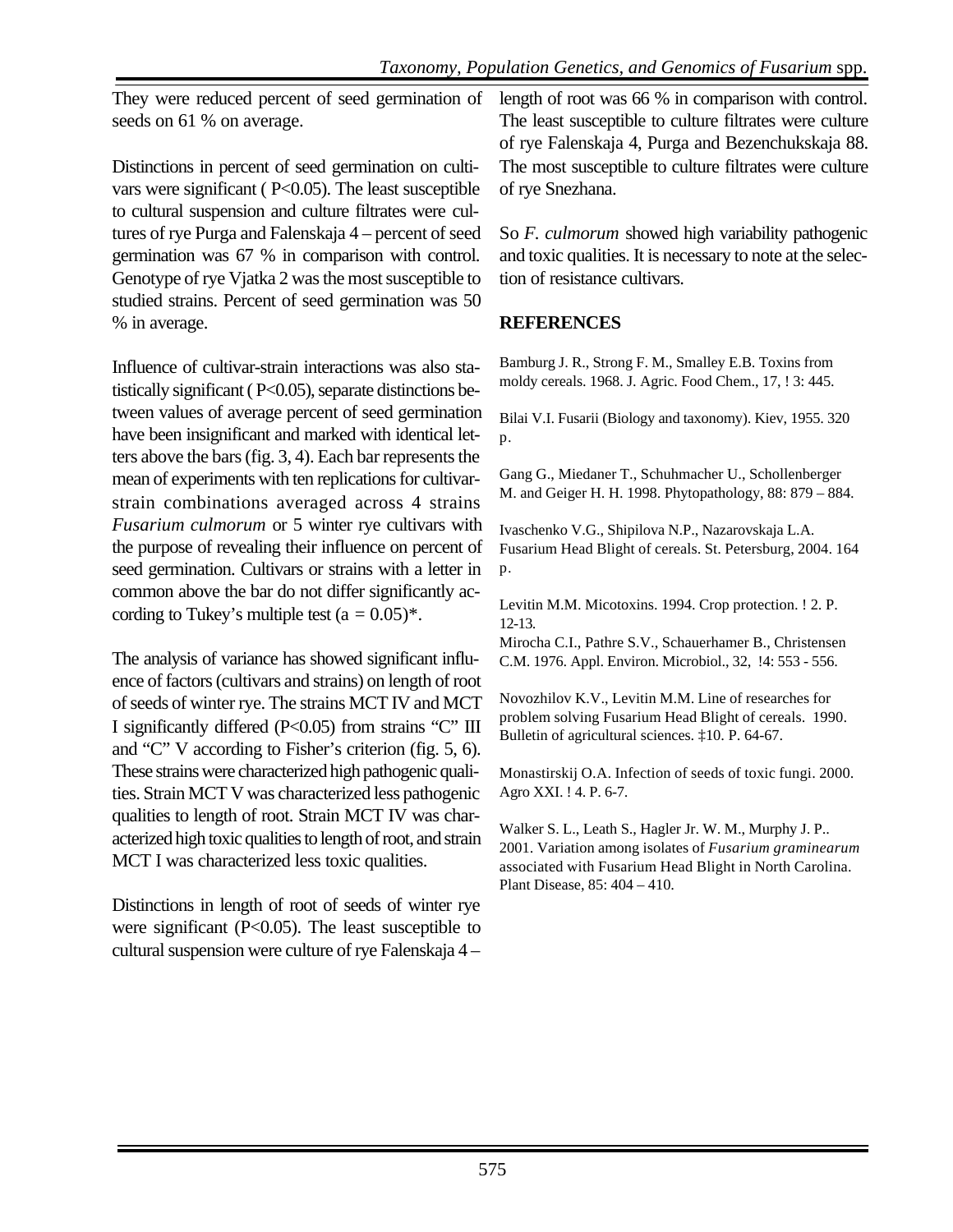They were reduced percent of seed germination of seeds on 61 % on average.

Distinctions in percent of seed germination on cultivars were significant ( P<0.05). The least susceptible to cultural suspension and culture filtrates were cultures of rye Purga and Falenskaja 4 – percent of seed germination was 67 % in comparison with control. Genotype of rye Vjatka 2 was the most susceptible to studied strains. Percent of seed germination was 50 % in average.

Influence of cultivar-strain interactions was also statistically significant ( P<0.05), separate distinctions between values of average percent of seed germination have been insignificant and marked with identical letters above the bars (fig. 3, 4). Each bar represents the mean of experiments with ten replications for cultivar-strain combinations averaged across 4 strains *Fusarium culmorum* or 5 winter rye cultivars with the purpose of revealing their influence on percent of seed germination. Cultivars or strains with a letter in common above the bar do not differ significantly according to Tukey's multiple test (a = 0.05)*.

The analysis of variance has showed significant influence of factors (cultivars and strains) on length of root of seeds of winter rye. The strains MCT IV and MCT I significantly differed (P<0.05) from strains "C" III and "C" V according to Fisher's criterion (fig. 5, 6). These strains were characterized high pathogenic qualities. Strain MCT V was characterized less pathogenic qualities to length of root. Strain MCT IV was characterized high toxic qualities to length of root, and strain MCT I was characterized less toxic qualities.

Distinctions in length of root of seeds of winter rye were significant (P<0.05). The least susceptible to cultural suspension were culture of rye Falenskaja 4 – length of root was 66 % in comparison with control. The least susceptible to culture filtrates were culture of rye Falenskaja 4, Purga and Bezenchukskaja 88. The most susceptible to culture filtrates were culture of rye Snezhana.

So *F. culmorum* showed high variability pathogenic and toxic qualities. It is necessary to note at the selection of resistance cultivars.

## REFERENCES

Bamburg J. R., Strong F. M., Smalley E.B. Toxins from moldy cereals. 1968. J. Agric. Food Chem., 17, ! 3: 445.

Bilai V.I. Fusarii (Biology and taxonomy). Kiev, 1955. 320 p.

Gang G., Miedaner T., Schuhmacher U., Schollenberger M. and Geiger H. H. 1998. Phytopathology, 88: 879 – 884.

Ivaschenko V.G., Shipilova N.P., Nazarovskaja L.A. Fusarium Head Blight of cereals. St. Petersburg, 2004. 164 p.

Levitin M.M. Micotoxins. 1994. Crop protection. ! 2. P. 12-13.

Mirocha C.I., Pathre S.V., Schauerhamer B., Christensen C.M. 1976. Appl. Environ. Microbiol., 32, !4: 553 - 556.

Novozhilov K.V., Levitin M.M. Line of researches for problem solving Fusarium Head Blight of cereals. 1990. Bulletin of agricultural sciences. ‡10. P. 64-67.

Monastirskij O.A. Infection of seeds of toxic fungi. 2000. Agro XXI. ! 4. P. 6-7.

Walker S. L., Leath S., Hagler Jr. W. M., Murphy J. P.. 2001. Variation among isolates of *Fusarium graminearum* associated with Fusarium Head Blight in North Carolina. Plant Disease, 85: 404 – 410.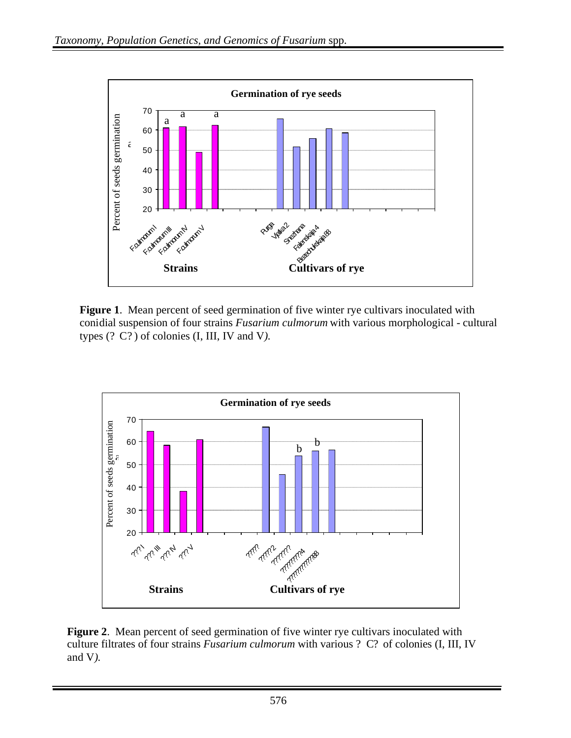**Figure 1**. Mean percent of seed germination of five winter rye cultivars inoculated with conidial suspension of four strains *Fusarium culmorum* with various morphological - cultural types (? C? ) of colonies (I, III, IV and V*).*

**Figure 2**. Mean percent of seed germination of five winter rye cultivars inoculated with culture filtrates of four strains *Fusarium culmorum* with various ? C? of colonies (I, III, IV and V*).*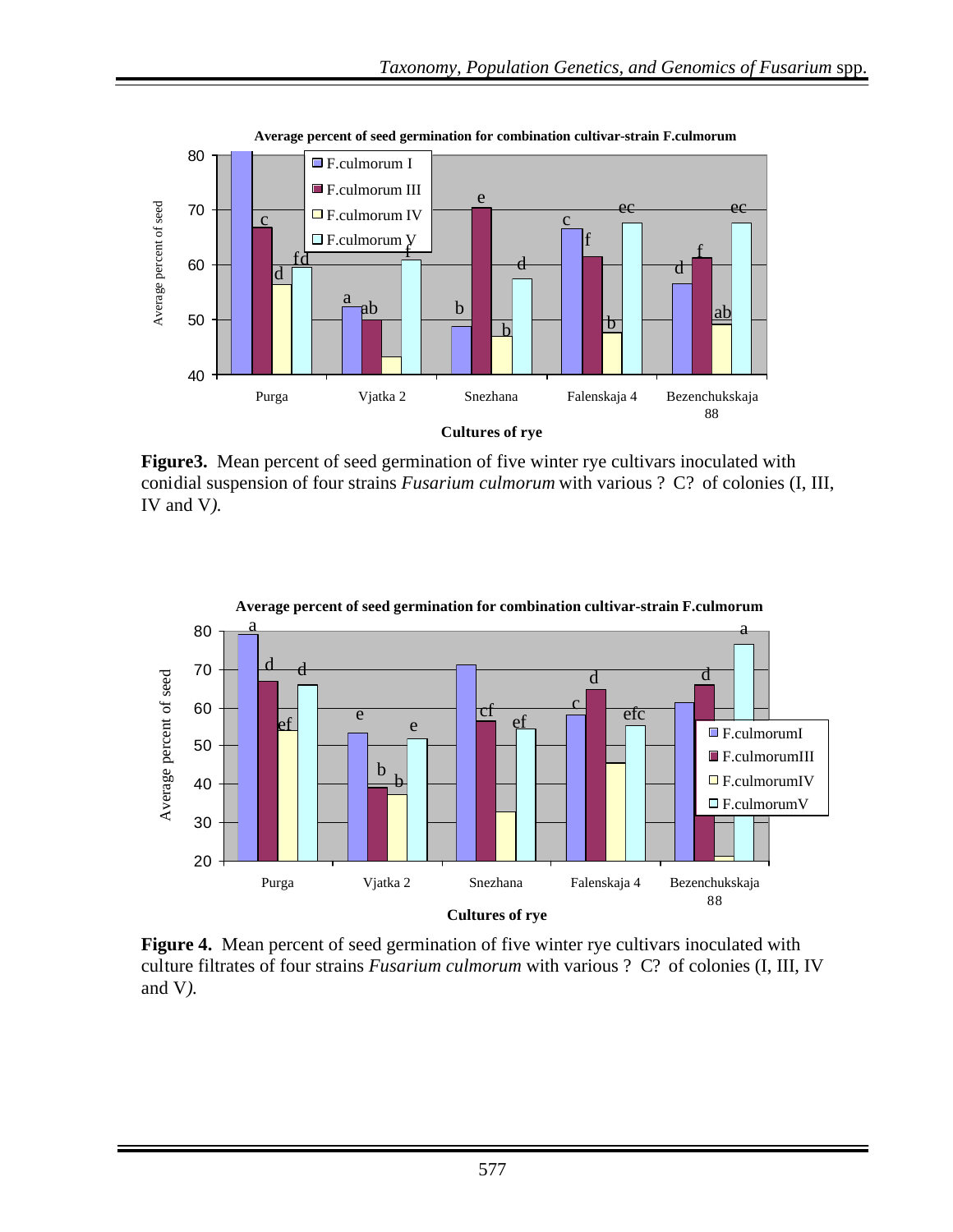**Figure3.** Mean percent of seed germination of five winter rye cultivars inoculated with conidial suspension of four strains *Fusarium culmorum* with various ? C? of colonies (I, III, IV and V*).*

**Figure 4.** Mean percent of seed germination of five winter rye cultivars inoculated with culture filtrates of four strains *Fusarium culmorum* with various ? C? of colonies (I, III, IV and V*).*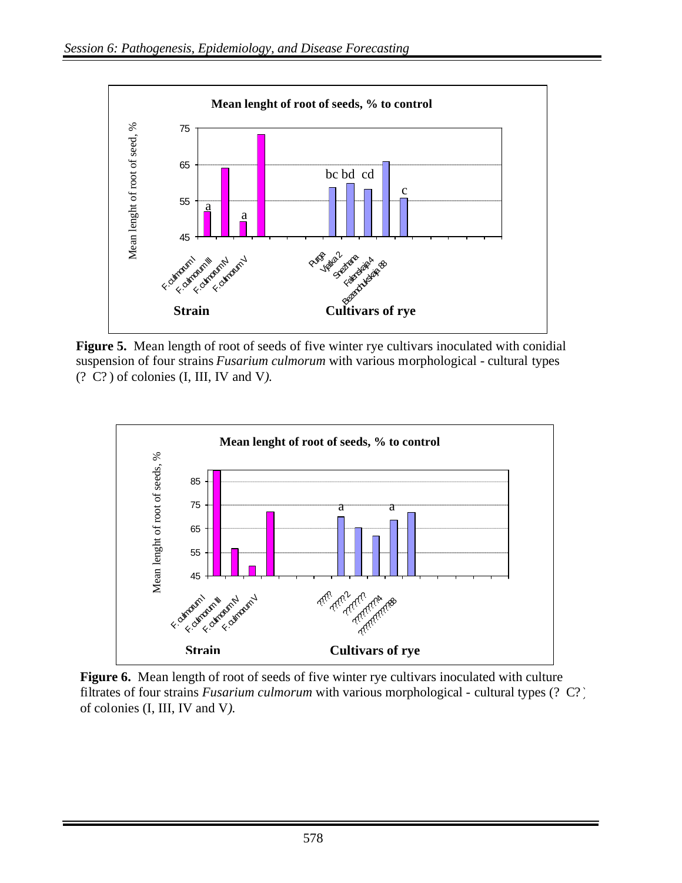**Figure 5.** Mean length of root of seeds of five winter rye cultivars inoculated with conidial suspension of four strains *Fusarium culmorum* with various morphological - cultural types (? C? ) of colonies (I, III, IV and V*).*

**Figure 6.** Mean length of root of seeds of five winter rye cultivars inoculated with culture filtrates of four strains *Fusarium culmorum* with various morphological - cultural types (? C? ) of colonies (I, III, IV and V*).*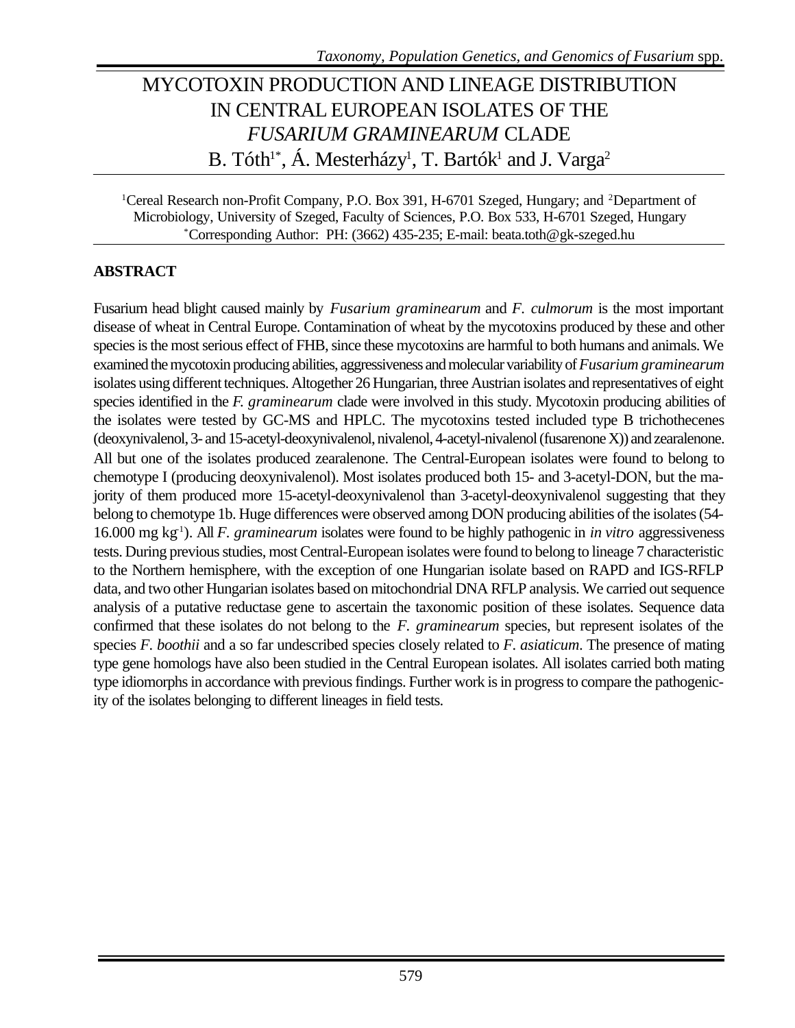# MYCOTOXIN PRODUCTION AND LINEAGE DISTRIBUTION IN CENTRAL EUROPEAN ISOLATES OF THE *FUSARIUM GRAMINEARUM* CLADE

B. Tóth[1*], Á. Mesterházy[1], T. Bartók[1] and J. Varga[2]

[1]Cereal Research non-Profit Company, P.O. Box 391, H-6701 Szeged, Hungary; and [2]Department of Microbiology, University of Szeged, Faculty of Sciences, P.O. Box 533, H-6701 Szeged, Hungary
[*]Corresponding Author: PH: (3662) 435-235; E-mail: beata.toth@gk-szeged.hu

## ABSTRACT

Fusarium head blight caused mainly by *Fusarium graminearum* and *F. culmorum* is the most important disease of wheat in Central Europe. Contamination of wheat by the mycotoxins produced by these and other species is the most serious effect of FHB, since these mycotoxins are harmful to both humans and animals. We examined the mycotoxin producing abilities, aggressiveness and molecular variability of *Fusarium graminearum* isolates using different techniques. Altogether 26 Hungarian, three Austrian isolates and representatives of eight species identified in the *F. graminearum* clade were involved in this study. Mycotoxin producing abilities of the isolates were tested by GC-MS and HPLC. The mycotoxins tested included type B trichothecenes (deoxynivalenol, 3- and 15-acetyl-deoxynivalenol, nivalenol, 4-acetyl-nivalenol (fusarenone X)) and zearalenone. All but one of the isolates produced zearalenone. The Central-European isolates were found to belong to chemotype I (producing deoxynivalenol). Most isolates produced both 15- and 3-acetyl-DON, but the majority of them produced more 15-acetyl-deoxynivalenol than 3-acetyl-deoxynivalenol suggesting that they belong to chemotype 1b. Huge differences were observed among DON producing abilities of the isolates (54-16.000 mg $kg^{-1}$). All *F. graminearum* isolates were found to be highly pathogenic in *in vitro* aggressiveness tests. During previous studies, most Central-European isolates were found to belong to lineage 7 characteristic to the Northern hemisphere, with the exception of one Hungarian isolate based on RAPD and IGS-RFLP data, and two other Hungarian isolates based on mitochondrial DNA RFLP analysis. We carried out sequence analysis of a putative reductase gene to ascertain the taxonomic position of these isolates. Sequence data confirmed that these isolates do not belong to the *F. graminearum* species, but represent isolates of the species *F. boothii* and a so far undescribed species closely related to *F. asiaticum*. The presence of mating type gene homologs have also been studied in the Central European isolates. All isolates carried both mating type idiomorphs in accordance with previous findings. Further work is in progress to compare the pathogenicity of the isolates belonging to different lineages in field tests.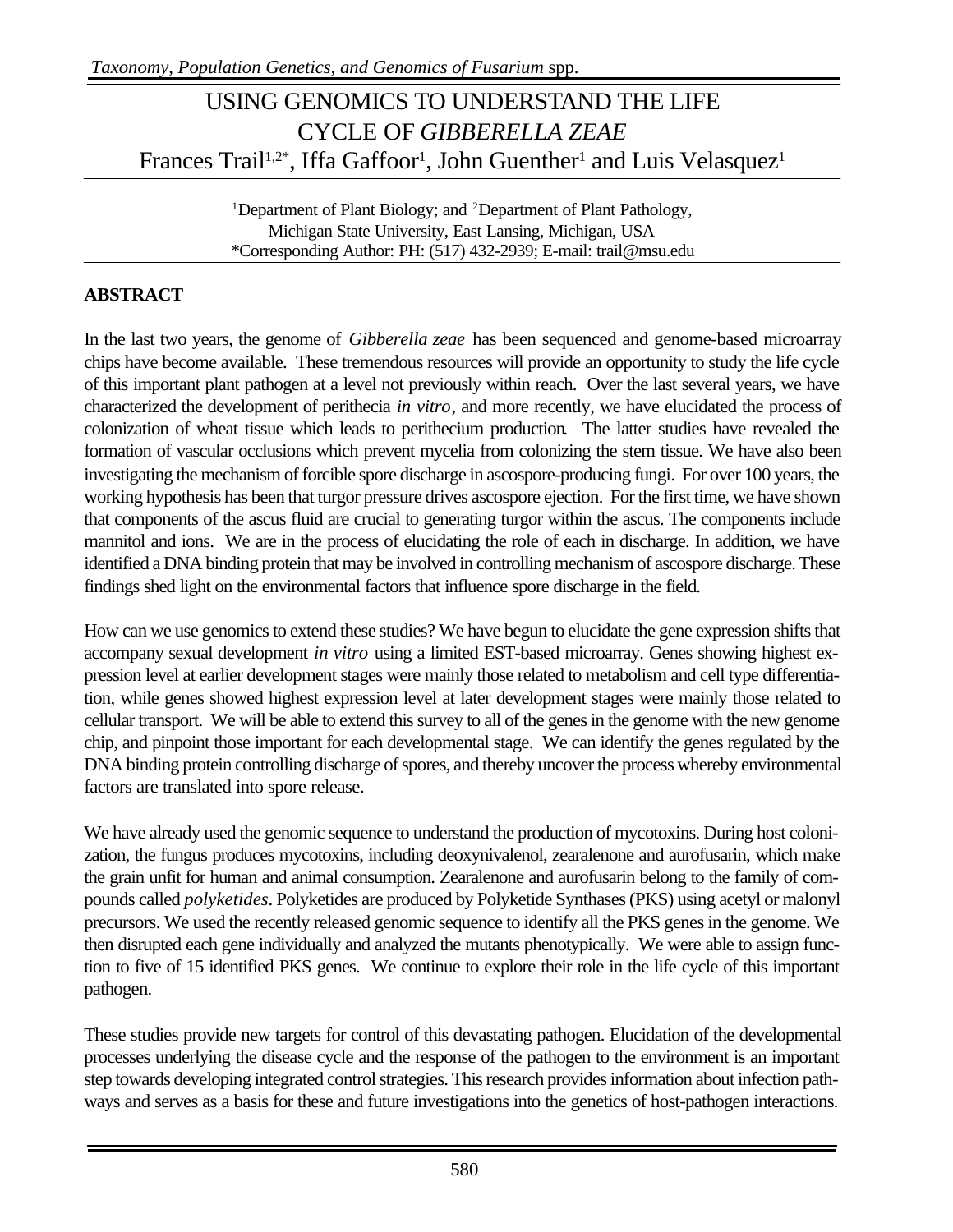# USING GENOMICS TO UNDERSTAND THE LIFE CYCLE OF *GIBBERELLA ZEAE*

Frances Trail[1,2*], Iffa Gaffoor[1], John Guenther[1] and Luis Velasquez[1]

[1]Department of Plant Biology; and [2]Department of Plant Pathology, Michigan State University, East Lansing, Michigan, USA
*Corresponding Author: PH: (517) 432-2939; E-mail: trail@msu.edu

## ABSTRACT

In the last two years, the genome of *Gibberella zeae* has been sequenced and genome-based microarray chips have become available. These tremendous resources will provide an opportunity to study the life cycle of this important plant pathogen at a level not previously within reach. Over the last several years, we have characterized the development of perithecia *in vitro*, and more recently, we have elucidated the process of colonization of wheat tissue which leads to perithecium production. The latter studies have revealed the formation of vascular occlusions which prevent mycelia from colonizing the stem tissue. We have also been investigating the mechanism of forcible spore discharge in ascospore-producing fungi. For over 100 years, the working hypothesis has been that turgor pressure drives ascospore ejection. For the first time, we have shown that components of the ascus fluid are crucial to generating turgor within the ascus. The components include mannitol and ions. We are in the process of elucidating the role of each in discharge. In addition, we have identified a DNA binding protein that may be involved in controlling mechanism of ascospore discharge. These findings shed light on the environmental factors that influence spore discharge in the field.

How can we use genomics to extend these studies? We have begun to elucidate the gene expression shifts that accompany sexual development *in vitro* using a limited EST-based microarray. Genes showing highest expression level at earlier development stages were mainly those related to metabolism and cell type differentiation, while genes showed highest expression level at later development stages were mainly those related to cellular transport. We will be able to extend this survey to all of the genes in the genome with the new genome chip, and pinpoint those important for each developmental stage. We can identify the genes regulated by the DNA binding protein controlling discharge of spores, and thereby uncover the process whereby environmental factors are translated into spore release.

We have already used the genomic sequence to understand the production of mycotoxins. During host colonization, the fungus produces mycotoxins, including deoxynivalenol, zearalenone and aurofusarin, which make the grain unfit for human and animal consumption. Zearalenone and aurofusarin belong to the family of compounds called *polyketides*. Polyketides are produced by Polyketide Synthases (PKS) using acetyl or malonyl precursors. We used the recently released genomic sequence to identify all the PKS genes in the genome. We then disrupted each gene individually and analyzed the mutants phenotypically. We were able to assign function to five of 15 identified PKS genes. We continue to explore their role in the life cycle of this important pathogen.

These studies provide new targets for control of this devastating pathogen. Elucidation of the developmental processes underlying the disease cycle and the response of the pathogen to the environment is an important step towards developing integrated control strategies. This research provides information about infection pathways and serves as a basis for these and future investigations into the genetics of host-pathogen interactions.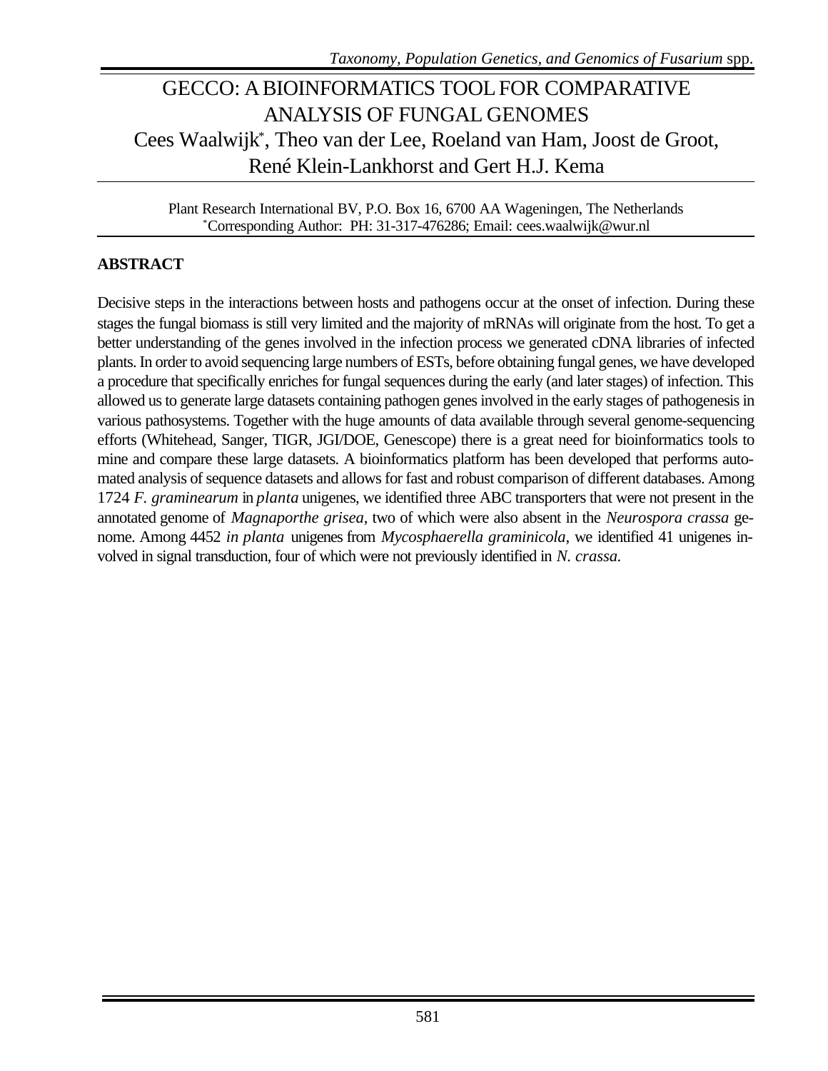# GECCO: A BIOINFORMATICS TOOL FOR COMPARATIVE ANALYSIS OF FUNGAL GENOMES

Cees Waalwijk*, Theo van der Lee, Roeland van Ham, Joost de Groot, René Klein-Lankhorst and Gert H.J. Kema

Plant Research International BV, P.O. Box 16, 6700 AA Wageningen, The Netherlands
*Corresponding Author: PH: 31-317-476286; Email: cees.waalwijk@wur.nl

## ABSTRACT

Decisive steps in the interactions between hosts and pathogens occur at the onset of infection. During these stages the fungal biomass is still very limited and the majority of mRNAs will originate from the host. To get a better understanding of the genes involved in the infection process we generated cDNA libraries of infected plants. In order to avoid sequencing large numbers of ESTs, before obtaining fungal genes, we have developed a procedure that specifically enriches for fungal sequences during the early (and later stages) of infection. This allowed us to generate large datasets containing pathogen genes involved in the early stages of pathogenesis in various pathosystems. Together with the huge amounts of data available through several genome-sequencing efforts (Whitehead, Sanger, TIGR, JGI/DOE, Genescope) there is a great need for bioinformatics tools to mine and compare these large datasets. A bioinformatics platform has been developed that performs automated analysis of sequence datasets and allows for fast and robust comparison of different databases. Among 1724 *F. graminearum* in *planta* unigenes, we identified three ABC transporters that were not present in the annotated genome of *Magnaporthe grisea*, two of which were also absent in the *Neurospora crassa* genome. Among 4452 *in planta* unigenes from *Mycosphaerella graminicola*, we identified 41 unigenes involved in signal transduction, four of which were not previously identified in *N. crassa*.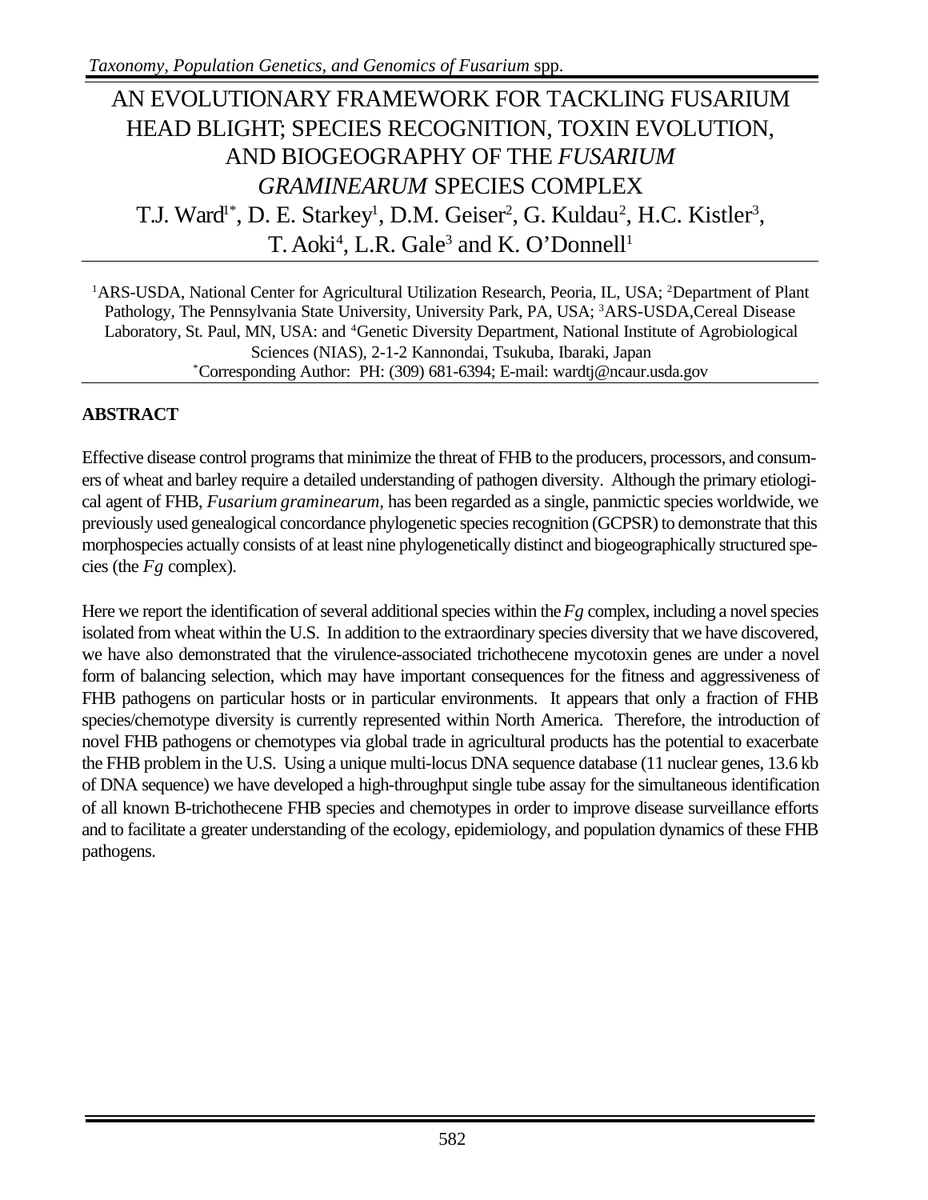# AN EVOLUTIONARY FRAMEWORK FOR TACKLING FUSARIUM HEAD BLIGHT; SPECIES RECOGNITION, TOXIN EVOLUTION, AND BIOGEOGRAPHY OF THE *FUSARIUM GRAMINEARUM* SPECIES COMPLEX

T.J. Ward[1*], D. E. Starkey[1], D.M. Geiser[2], G. Kuldau[2], H.C. Kistler[3], T. Aoki[4], L.R. Gale[3] and K. O'Donnell[1]

[1]ARS-USDA, National Center for Agricultural Utilization Research, Peoria, IL, USA; [2]Department of Plant Pathology, The Pennsylvania State University, University Park, PA, USA; [3]ARS-USDA, Cereal Disease Laboratory, St. Paul, MN, USA: and [4]Genetic Diversity Department, National Institute of Agrobiological Sciences (NIAS), 2-1-2 Kannondai, Tsukuba, Ibaraki, Japan
[*]Corresponding Author: PH: (309) 681-6394; E-mail: wardtj@ncaur.usda.gov

## ABSTRACT

Effective disease control programs that minimize the threat of FHB to the producers, processors, and consumers of wheat and barley require a detailed understanding of pathogen diversity. Although the primary etiological agent of FHB, *Fusarium graminearum,* has been regarded as a single, panmictic species worldwide, we previously used genealogical concordance phylogenetic species recognition (GCPSR) to demonstrate that this morphospecies actually consists of at least nine phylogenetically distinct and biogeographically structured species (the *Fg* complex).

Here we report the identification of several additional species within the *Fg* complex, including a novel species isolated from wheat within the U.S. In addition to the extraordinary species diversity that we have discovered, we have also demonstrated that the virulence-associated trichothecene mycotoxin genes are under a novel form of balancing selection, which may have important consequences for the fitness and aggressiveness of FHB pathogens on particular hosts or in particular environments. It appears that only a fraction of FHB species/chemotype diversity is currently represented within North America. Therefore, the introduction of novel FHB pathogens or chemotypes via global trade in agricultural products has the potential to exacerbate the FHB problem in the U.S. Using a unique multi-locus DNA sequence database (11 nuclear genes, 13.6 kb of DNA sequence) we have developed a high-throughput single tube assay for the simultaneous identification of all known B-trichothecene FHB species and chemotypes in order to improve disease surveillance efforts and to facilitate a greater understanding of the ecology, epidemiology, and population dynamics of these FHB pathogens.